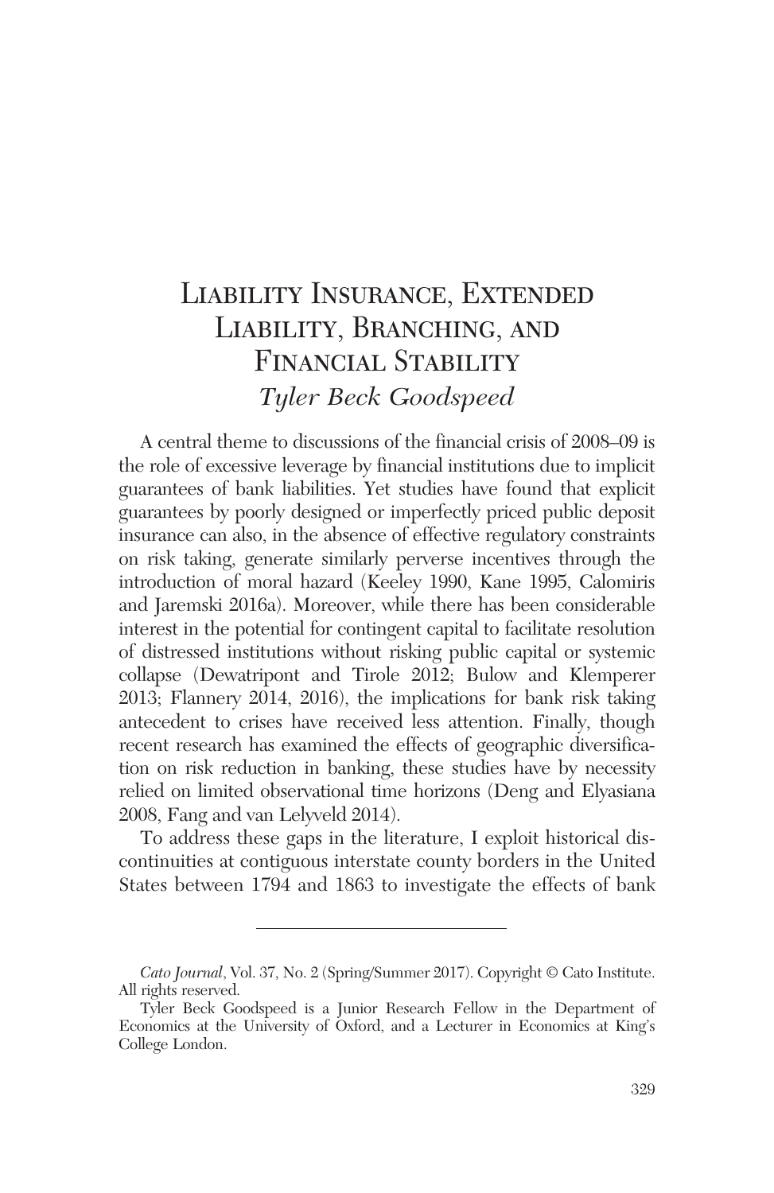# Liability Insurance, Extended Liability, Branching, and Financial Stability

*Tyler Beck Goodspeed*

A central theme to discussions of the financial crisis of 2008–09 is the role of excessive leverage by financial institutions due to implicit guarantees of bank liabilities. Yet studies have found that explicit guarantees by poorly designed or imperfectly priced public deposit insurance can also, in the absence of effective regulatory constraints on risk taking, generate similarly perverse incentives through the introduction of moral hazard (Keeley 1990, Kane 1995, Calomiris and Jaremski 2016a). Moreover, while there has been considerable interest in the potential for contingent capital to facilitate resolution of distressed institutions without risking public capital or systemic collapse (Dewatripont and Tirole 2012; Bulow and Klemperer 2013; Flannery 2014, 2016), the implications for bank risk taking antecedent to crises have received less attention. Finally, though recent research has examined the effects of geographic diversification on risk reduction in banking, these studies have by necessity relied on limited observational time horizons (Deng and Elyasiana 2008, Fang and van Lelyveld 2014).

To address these gaps in the literature, I exploit historical discontinuities at contiguous interstate county borders in the United States between 1794 and 1863 to investigate the effects of bank

---

*Cato Journal*, Vol. 37, No. 2 (Spring/Summer 2017). Copyright © Cato Institute. All rights reserved.

Tyler Beck Goodspeed is a Junior Research Fellow in the Department of Economics at the University of Oxford, and a Lecturer in Economics at King's College London.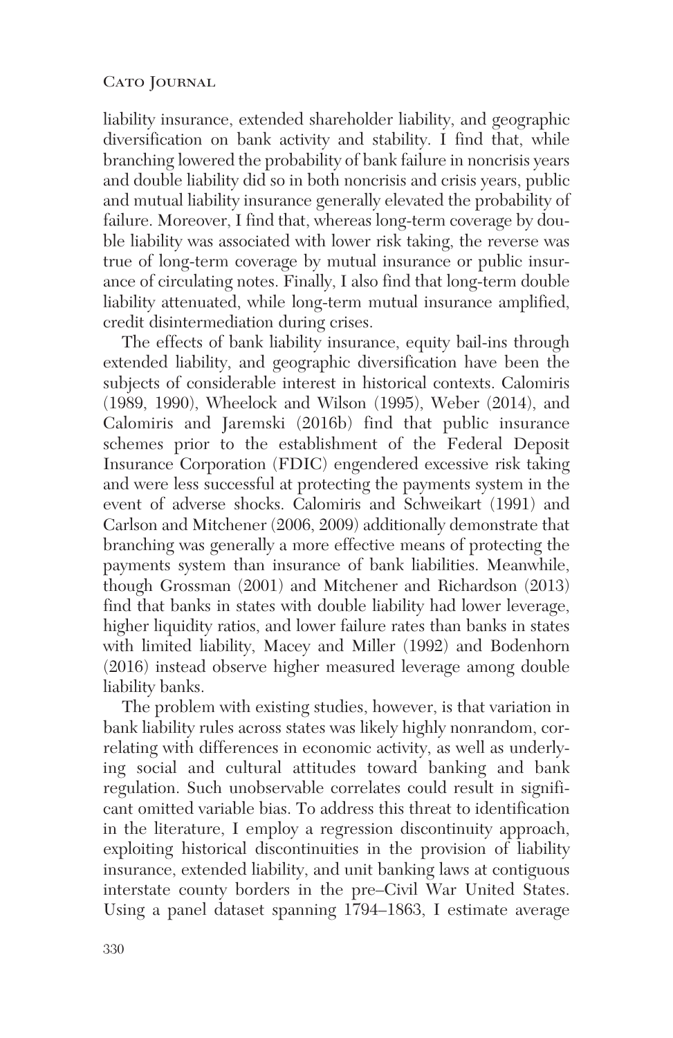liability insurance, extended shareholder liability, and geographic diversification on bank activity and stability. I find that, while branching lowered the probability of bank failure in noncrisis years and double liability did so in both noncrisis and crisis years, public and mutual liability insurance generally elevated the probability of failure. Moreover, I find that, whereas long-term coverage by double liability was associated with lower risk taking, the reverse was true of long-term coverage by mutual insurance or public insurance of circulating notes. Finally, I also find that long-term double liability attenuated, while long-term mutual insurance amplified, credit disintermediation during crises.

The effects of bank liability insurance, equity bail-ins through extended liability, and geographic diversification have been the subjects of considerable interest in historical contexts. Calomiris (1989, 1990), Wheelock and Wilson (1995), Weber (2014), and Calomiris and Jaremski (2016b) find that public insurance schemes prior to the establishment of the Federal Deposit Insurance Corporation (FDIC) engendered excessive risk taking and were less successful at protecting the payments system in the event of adverse shocks. Calomiris and Schweikart (1991) and Carlson and Mitchener (2006, 2009) additionally demonstrate that branching was generally a more effective means of protecting the payments system than insurance of bank liabilities. Meanwhile, though Grossman (2001) and Mitchener and Richardson (2013) find that banks in states with double liability had lower leverage, higher liquidity ratios, and lower failure rates than banks in states with limited liability, Macey and Miller (1992) and Bodenhorn (2016) instead observe higher measured leverage among double liability banks.

The problem with existing studies, however, is that variation in bank liability rules across states was likely highly nonrandom, correlating with differences in economic activity, as well as underlying social and cultural attitudes toward banking and bank regulation. Such unobservable correlates could result in significant omitted variable bias. To address this threat to identification in the literature, I employ a regression discontinuity approach, exploiting historical discontinuities in the provision of liability insurance, extended liability, and unit banking laws at contiguous interstate county borders in the pre–Civil War United States. Using a panel dataset spanning 1794–1863, I estimate average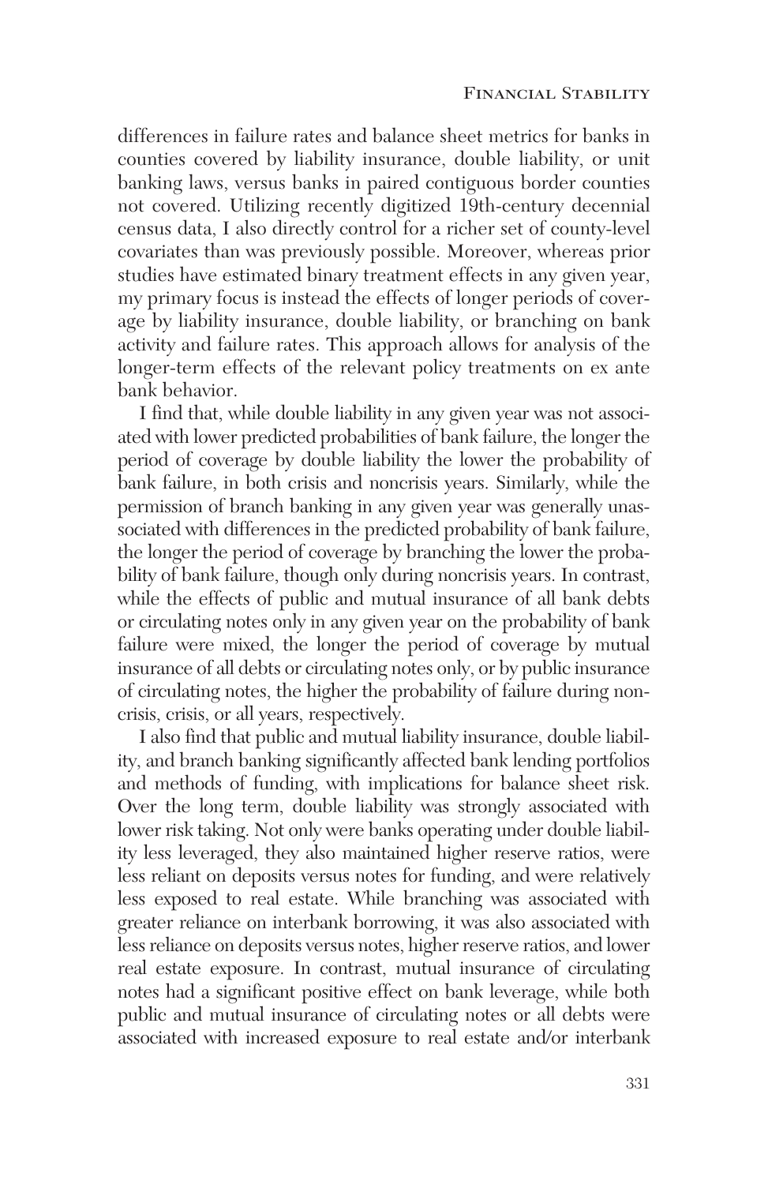differences in failure rates and balance sheet metrics for banks in counties covered by liability insurance, double liability, or unit banking laws, versus banks in paired contiguous border counties not covered. Utilizing recently digitized 19th-century decennial census data, I also directly control for a richer set of county-level covariates than was previously possible. Moreover, whereas prior studies have estimated binary treatment effects in any given year, my primary focus is instead the effects of longer periods of coverage by liability insurance, double liability, or branching on bank activity and failure rates. This approach allows for analysis of the longer-term effects of the relevant policy treatments on ex ante bank behavior.

I find that, while double liability in any given year was not associated with lower predicted probabilities of bank failure, the longer the period of coverage by double liability the lower the probability of bank failure, in both crisis and noncrisis years. Similarly, while the permission of branch banking in any given year was generally unassociated with differences in the predicted probability of bank failure, the longer the period of coverage by branching the lower the probability of bank failure, though only during noncrisis years. In contrast, while the effects of public and mutual insurance of all bank debts or circulating notes only in any given year on the probability of bank failure were mixed, the longer the period of coverage by mutual insurance of all debts or circulating notes only, or by public insurance of circulating notes, the higher the probability of failure during noncrisis, crisis, or all years, respectively.

I also find that public and mutual liability insurance, double liability, and branch banking significantly affected bank lending portfolios and methods of funding, with implications for balance sheet risk. Over the long term, double liability was strongly associated with lower risk taking. Not only were banks operating under double liability less leveraged, they also maintained higher reserve ratios, were less reliant on deposits versus notes for funding, and were relatively less exposed to real estate. While branching was associated with greater reliance on interbank borrowing, it was also associated with less reliance on deposits versus notes, higher reserve ratios, and lower real estate exposure. In contrast, mutual insurance of circulating notes had a significant positive effect on bank leverage, while both public and mutual insurance of circulating notes or all debts were associated with increased exposure to real estate and/or interbank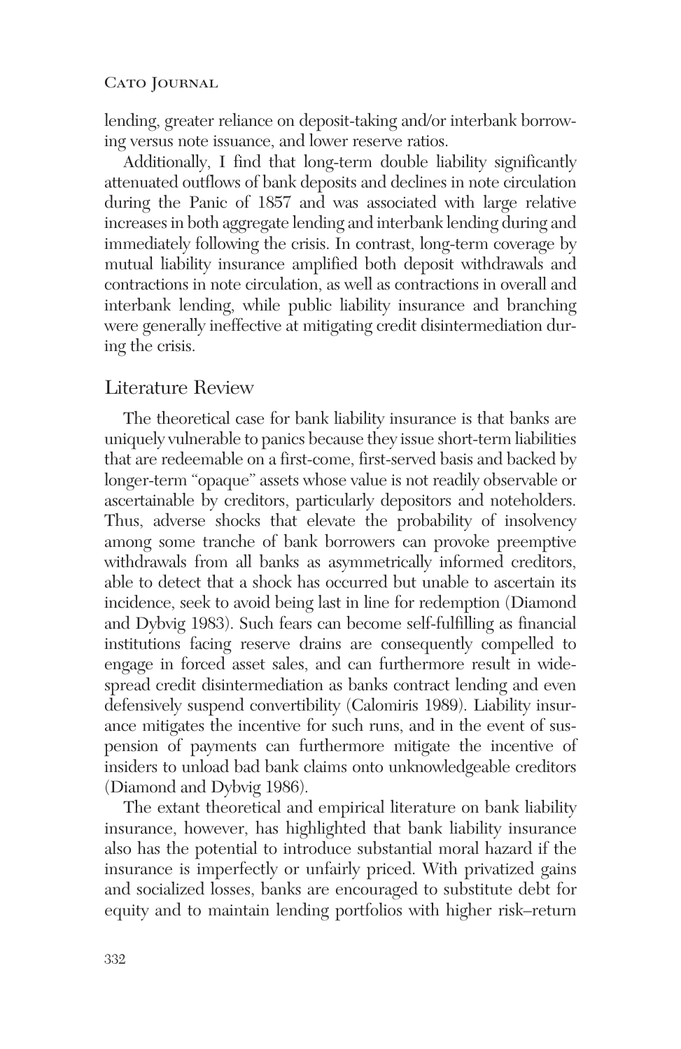lending, greater reliance on deposit-taking and/or interbank borrowing versus note issuance, and lower reserve ratios.

Additionally, I find that long-term double liability significantly attenuated outflows of bank deposits and declines in note circulation during the Panic of 1857 and was associated with large relative increases in both aggregate lending and interbank lending during and immediately following the crisis. In contrast, long-term coverage by mutual liability insurance amplified both deposit withdrawals and contractions in note circulation, as well as contractions in overall and interbank lending, while public liability insurance and branching were generally ineffective at mitigating credit disintermediation during the crisis.

## Literature Review

The theoretical case for bank liability insurance is that banks are uniquely vulnerable to panics because they issue short-term liabilities that are redeemable on a first-come, first-served basis and backed by longer-term "opaque" assets whose value is not readily observable or ascertainable by creditors, particularly depositors and noteholders. Thus, adverse shocks that elevate the probability of insolvency among some tranche of bank borrowers can provoke preemptive withdrawals from all banks as asymmetrically informed creditors, able to detect that a shock has occurred but unable to ascertain its incidence, seek to avoid being last in line for redemption (Diamond and Dybvig 1983). Such fears can become self-fulfilling as financial institutions facing reserve drains are consequently compelled to engage in forced asset sales, and can furthermore result in widespread credit disintermediation as banks contract lending and even defensively suspend convertibility (Calomiris 1989). Liability insurance mitigates the incentive for such runs, and in the event of suspension of payments can furthermore mitigate the incentive of insiders to unload bad bank claims onto unknowledgeable creditors (Diamond and Dybvig 1986).

The extant theoretical and empirical literature on bank liability insurance, however, has highlighted that bank liability insurance also has the potential to introduce substantial moral hazard if the insurance is imperfectly or unfairly priced. With privatized gains and socialized losses, banks are encouraged to substitute debt for equity and to maintain lending portfolios with higher risk–return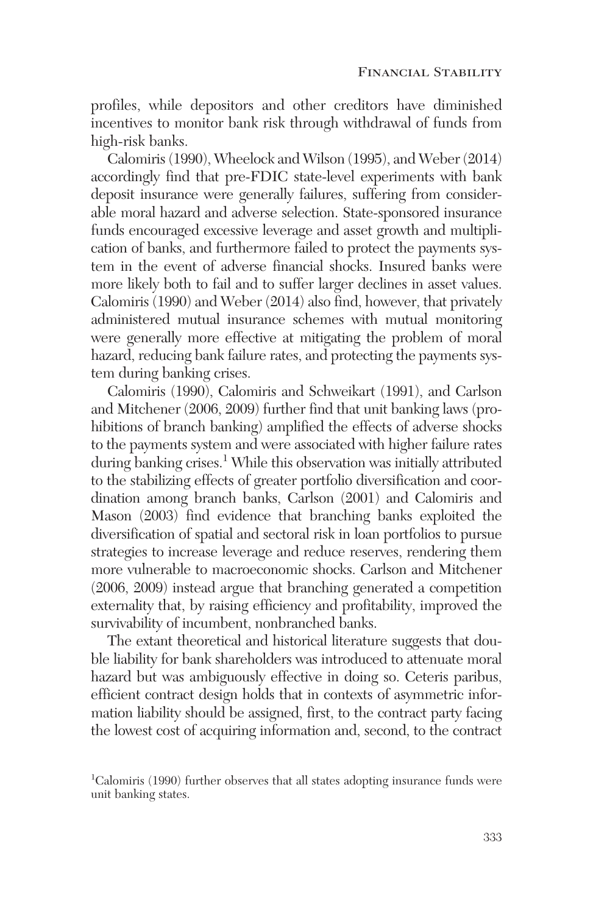profiles, while depositors and other creditors have diminished incentives to monitor bank risk through withdrawal of funds from high-risk banks.

Calomiris (1990), Wheelock and Wilson (1995), and Weber (2014) accordingly find that pre-FDIC state-level experiments with bank deposit insurance were generally failures, suffering from considerable moral hazard and adverse selection. State-sponsored insurance funds encouraged excessive leverage and asset growth and multiplication of banks, and furthermore failed to protect the payments system in the event of adverse financial shocks. Insured banks were more likely both to fail and to suffer larger declines in asset values. Calomiris (1990) and Weber (2014) also find, however, that privately administered mutual insurance schemes with mutual monitoring were generally more effective at mitigating the problem of moral hazard, reducing bank failure rates, and protecting the payments system during banking crises.

Calomiris (1990), Calomiris and Schweikart (1991), and Carlson and Mitchener (2006, 2009) further find that unit banking laws (prohibitions of branch banking) amplified the effects of adverse shocks to the payments system and were associated with higher failure rates during banking crises.[1] While this observation was initially attributed to the stabilizing effects of greater portfolio diversification and coordination among branch banks, Carlson (2001) and Calomiris and Mason (2003) find evidence that branching banks exploited the diversification of spatial and sectoral risk in loan portfolios to pursue strategies to increase leverage and reduce reserves, rendering them more vulnerable to macroeconomic shocks. Carlson and Mitchener (2006, 2009) instead argue that branching generated a competition externality that, by raising efficiency and profitability, improved the survivability of incumbent, nonbranched banks.

The extant theoretical and historical literature suggests that double liability for bank shareholders was introduced to attenuate moral hazard but was ambiguously effective in doing so. Ceteris paribus, efficient contract design holds that in contexts of asymmetric information liability should be assigned, first, to the contract party facing the lowest cost of acquiring information and, second, to the contract

[1]Calomiris (1990) further observes that all states adopting insurance funds were unit banking states.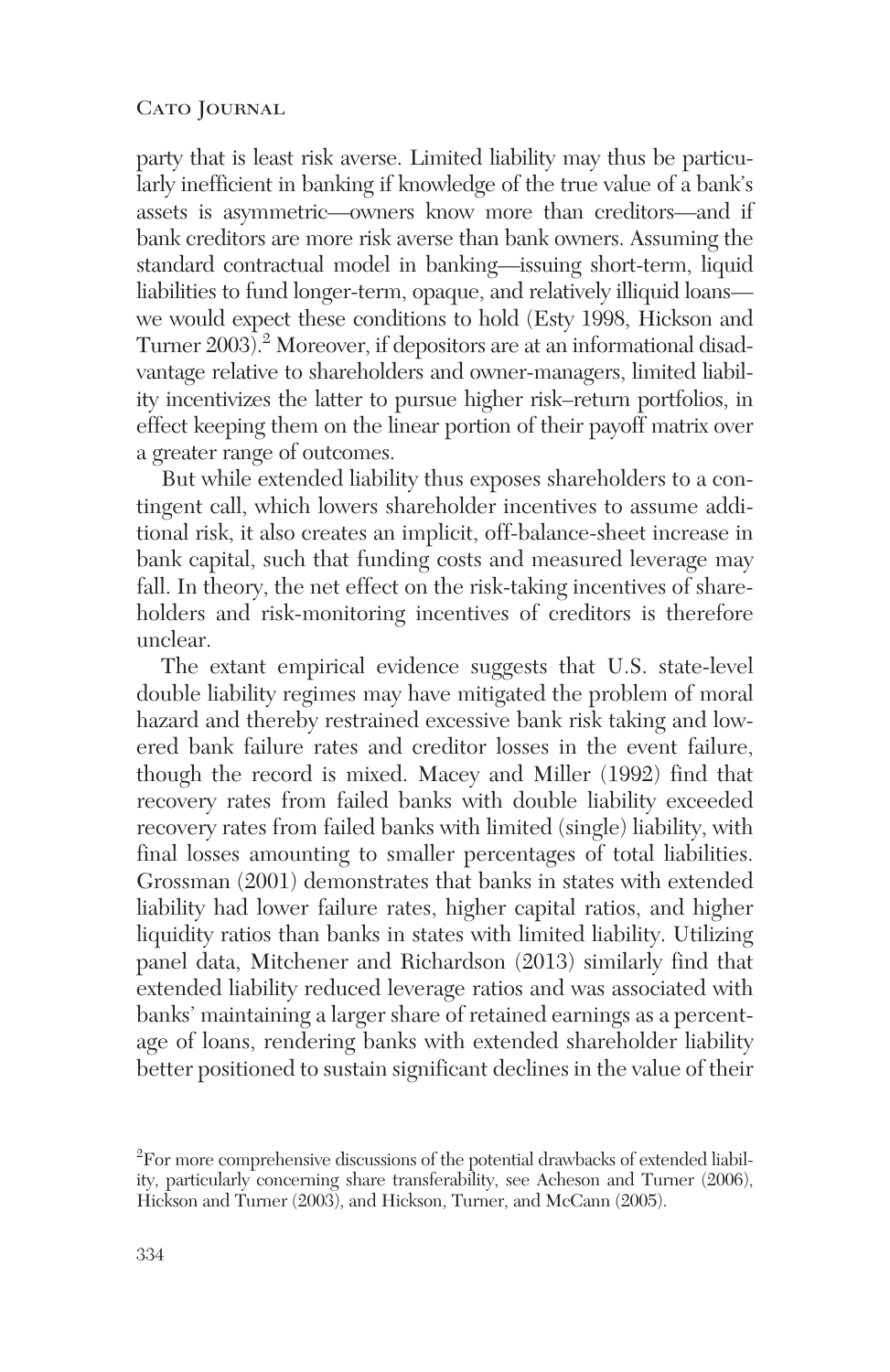party that is least risk averse. Limited liability may thus be particularly inefficient in banking if knowledge of the true value of a bank's assets is asymmetric—owners know more than creditors—and if bank creditors are more risk averse than bank owners. Assuming the standard contractual model in banking—issuing short-term, liquid liabilities to fund longer-term, opaque, and relatively illiquid loans—we would expect these conditions to hold (Esty 1998, Hickson and Turner 2003).[2] Moreover, if depositors are at an informational disadvantage relative to shareholders and owner-managers, limited liability incentivizes the latter to pursue higher risk–return portfolios, in effect keeping them on the linear portion of their payoff matrix over a greater range of outcomes.

But while extended liability thus exposes shareholders to a contingent call, which lowers shareholder incentives to assume additional risk, it also creates an implicit, off-balance-sheet increase in bank capital, such that funding costs and measured leverage may fall. In theory, the net effect on the risk-taking incentives of shareholders and risk-monitoring incentives of creditors is therefore unclear.

The extant empirical evidence suggests that U.S. state-level double liability regimes may have mitigated the problem of moral hazard and thereby restrained excessive bank risk taking and lowered bank failure rates and creditor losses in the event failure, though the record is mixed. Macey and Miller (1992) find that recovery rates from failed banks with double liability exceeded recovery rates from failed banks with limited (single) liability, with final losses amounting to smaller percentages of total liabilities. Grossman (2001) demonstrates that banks in states with extended liability had lower failure rates, higher capital ratios, and higher liquidity ratios than banks in states with limited liability. Utilizing panel data, Mitchener and Richardson (2013) similarly find that extended liability reduced leverage ratios and was associated with banks' maintaining a larger share of retained earnings as a percentage of loans, rendering banks with extended shareholder liability better positioned to sustain significant declines in the value of their

[2] For more comprehensive discussions of the potential drawbacks of extended liability, particularly concerning share transferability, see Acheson and Turner (2006), Hickson and Turner (2003), and Hickson, Turner, and McCann (2005).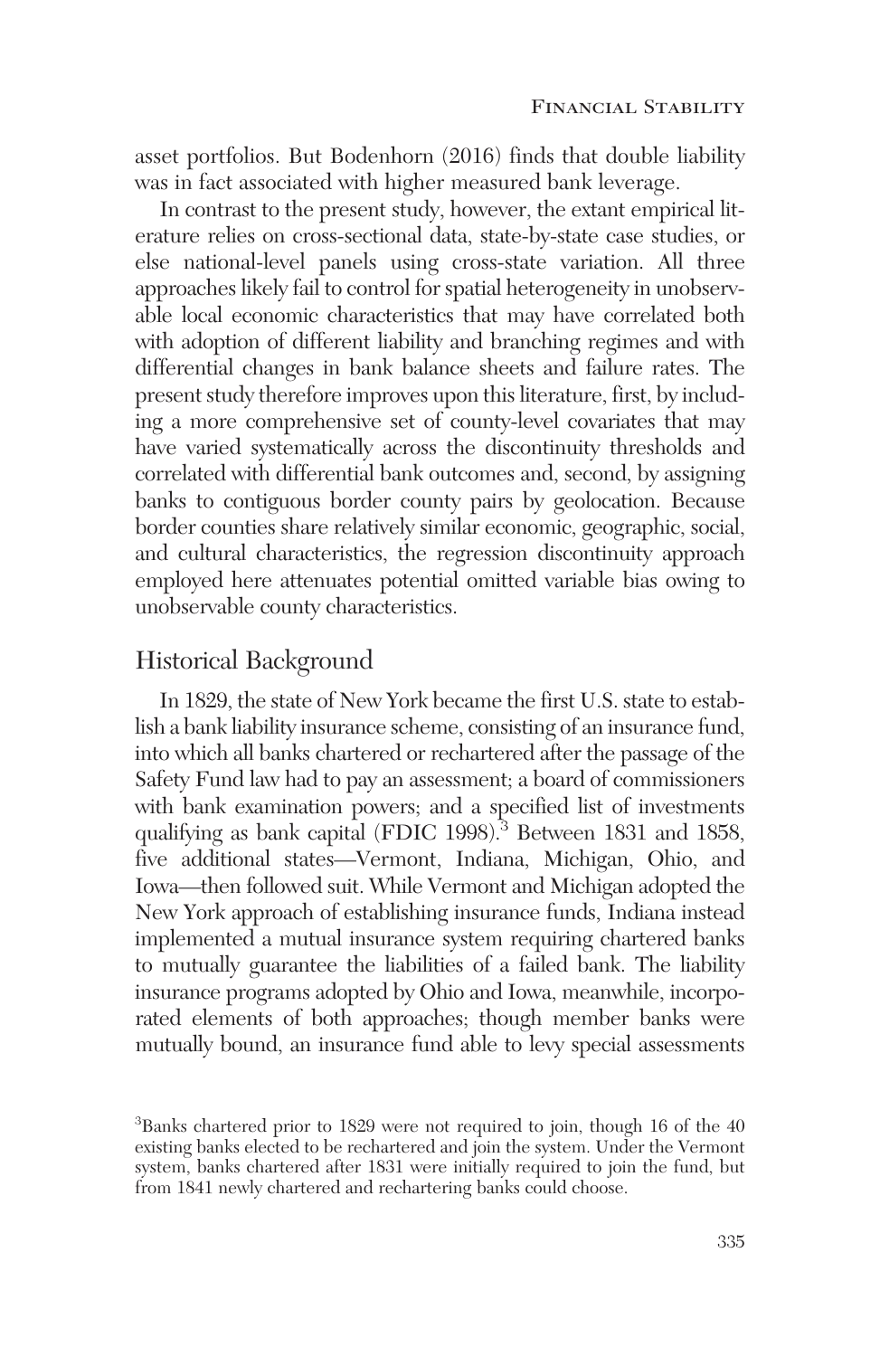asset portfolios. But Bodenhorn (2016) finds that double liability was in fact associated with higher measured bank leverage.

In contrast to the present study, however, the extant empirical literature relies on cross-sectional data, state-by-state case studies, or else national-level panels using cross-state variation. All three approaches likely fail to control for spatial heterogeneity in unobservable local economic characteristics that may have correlated both with adoption of different liability and branching regimes and with differential changes in bank balance sheets and failure rates. The present study therefore improves upon this literature, first, by including a more comprehensive set of county-level covariates that may have varied systematically across the discontinuity thresholds and correlated with differential bank outcomes and, second, by assigning banks to contiguous border county pairs by geolocation. Because border counties share relatively similar economic, geographic, social, and cultural characteristics, the regression discontinuity approach employed here attenuates potential omitted variable bias owing to unobservable county characteristics.

## Historical Background

In 1829, the state of New York became the first U.S. state to establish a bank liability insurance scheme, consisting of an insurance fund, into which all banks chartered or rechartered after the passage of the Safety Fund law had to pay an assessment; a board of commissioners with bank examination powers; and a specified list of investments qualifying as bank capital (FDIC 1998).[3] Between 1831 and 1858, five additional states—Vermont, Indiana, Michigan, Ohio, and Iowa—then followed suit. While Vermont and Michigan adopted the New York approach of establishing insurance funds, Indiana instead implemented a mutual insurance system requiring chartered banks to mutually guarantee the liabilities of a failed bank. The liability insurance programs adopted by Ohio and Iowa, meanwhile, incorporated elements of both approaches; though member banks were mutually bound, an insurance fund able to levy special assessments

[3]Banks chartered prior to 1829 were not required to join, though 16 of the 40 existing banks elected to be rechartered and join the system. Under the Vermont system, banks chartered after 1831 were initially required to join the fund, but from 1841 newly chartered and rechartering banks could choose.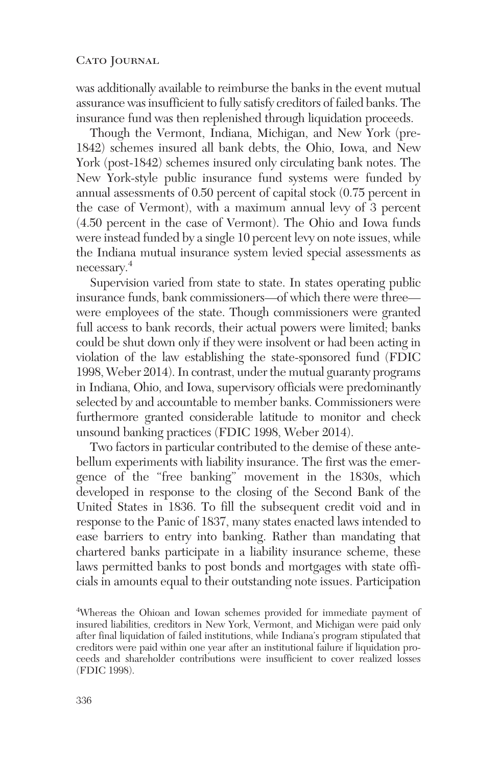was additionally available to reimburse the banks in the event mutual assurance was insufficient to fully satisfy creditors of failed banks. The insurance fund was then replenished through liquidation proceeds.

Though the Vermont, Indiana, Michigan, and New York (pre-1842) schemes insured all bank debts, the Ohio, Iowa, and New York (post-1842) schemes insured only circulating bank notes. The New York-style public insurance fund systems were funded by annual assessments of 0.50 percent of capital stock (0.75 percent in the case of Vermont), with a maximum annual levy of 3 percent (4.50 percent in the case of Vermont). The Ohio and Iowa funds were instead funded by a single 10 percent levy on note issues, while the Indiana mutual insurance system levied special assessments as necessary.[4]

Supervision varied from state to state. In states operating public insurance funds, bank commissioners—of which there were three—were employees of the state. Though commissioners were granted full access to bank records, their actual powers were limited; banks could be shut down only if they were insolvent or had been acting in violation of the law establishing the state-sponsored fund (FDIC 1998, Weber 2014). In contrast, under the mutual guaranty programs in Indiana, Ohio, and Iowa, supervisory officials were predominantly selected by and accountable to member banks. Commissioners were furthermore granted considerable latitude to monitor and check unsound banking practices (FDIC 1998, Weber 2014).

Two factors in particular contributed to the demise of these antebellum experiments with liability insurance. The first was the emergence of the "free banking" movement in the 1830s, which developed in response to the closing of the Second Bank of the United States in 1836. To fill the subsequent credit void and in response to the Panic of 1837, many states enacted laws intended to ease barriers to entry into banking. Rather than mandating that chartered banks participate in a liability insurance scheme, these laws permitted banks to post bonds and mortgages with state officials in amounts equal to their outstanding note issues. Participation

[4]Whereas the Ohioan and Iowan schemes provided for immediate payment of insured liabilities, creditors in New York, Vermont, and Michigan were paid only after final liquidation of failed institutions, while Indiana's program stipulated that creditors were paid within one year after an institutional failure if liquidation proceeds and shareholder contributions were insufficient to cover realized losses (FDIC 1998).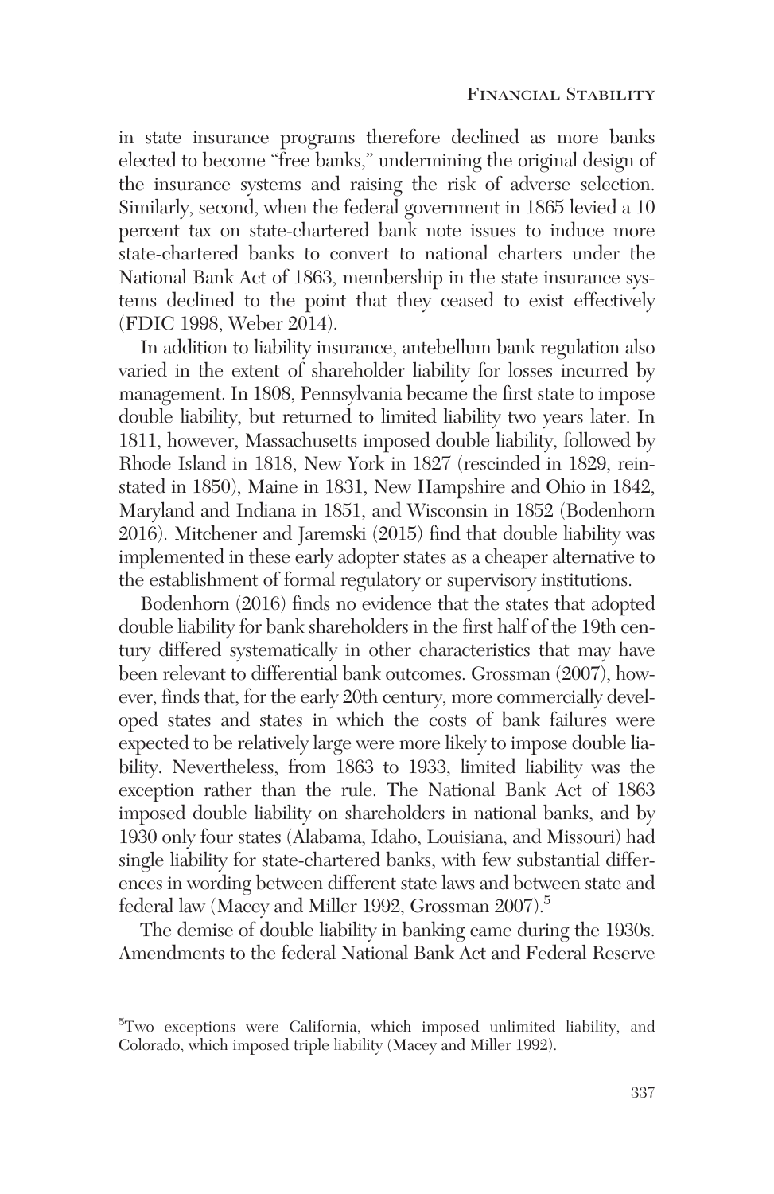in state insurance programs therefore declined as more banks elected to become "free banks," undermining the original design of the insurance systems and raising the risk of adverse selection. Similarly, second, when the federal government in 1865 levied a 10 percent tax on state-chartered bank note issues to induce more state-chartered banks to convert to national charters under the National Bank Act of 1863, membership in the state insurance systems declined to the point that they ceased to exist effectively (FDIC 1998, Weber 2014).

In addition to liability insurance, antebellum bank regulation also varied in the extent of shareholder liability for losses incurred by management. In 1808, Pennsylvania became the first state to impose double liability, but returned to limited liability two years later. In 1811, however, Massachusetts imposed double liability, followed by Rhode Island in 1818, New York in 1827 (rescinded in 1829, reinstated in 1850), Maine in 1831, New Hampshire and Ohio in 1842, Maryland and Indiana in 1851, and Wisconsin in 1852 (Bodenhorn 2016). Mitchener and Jaremski (2015) find that double liability was implemented in these early adopter states as a cheaper alternative to the establishment of formal regulatory or supervisory institutions.

Bodenhorn (2016) finds no evidence that the states that adopted double liability for bank shareholders in the first half of the 19th century differed systematically in other characteristics that may have been relevant to differential bank outcomes. Grossman (2007), however, finds that, for the early 20th century, more commercially developed states and states in which the costs of bank failures were expected to be relatively large were more likely to impose double liability. Nevertheless, from 1863 to 1933, limited liability was the exception rather than the rule. The National Bank Act of 1863 imposed double liability on shareholders in national banks, and by 1930 only four states (Alabama, Idaho, Louisiana, and Missouri) had single liability for state-chartered banks, with few substantial differences in wording between different state laws and between state and federal law (Macey and Miller 1992, Grossman 2007).[5]

The demise of double liability in banking came during the 1930s. Amendments to the federal National Bank Act and Federal Reserve

[5] Two exceptions were California, which imposed unlimited liability, and Colorado, which imposed triple liability (Macey and Miller 1992).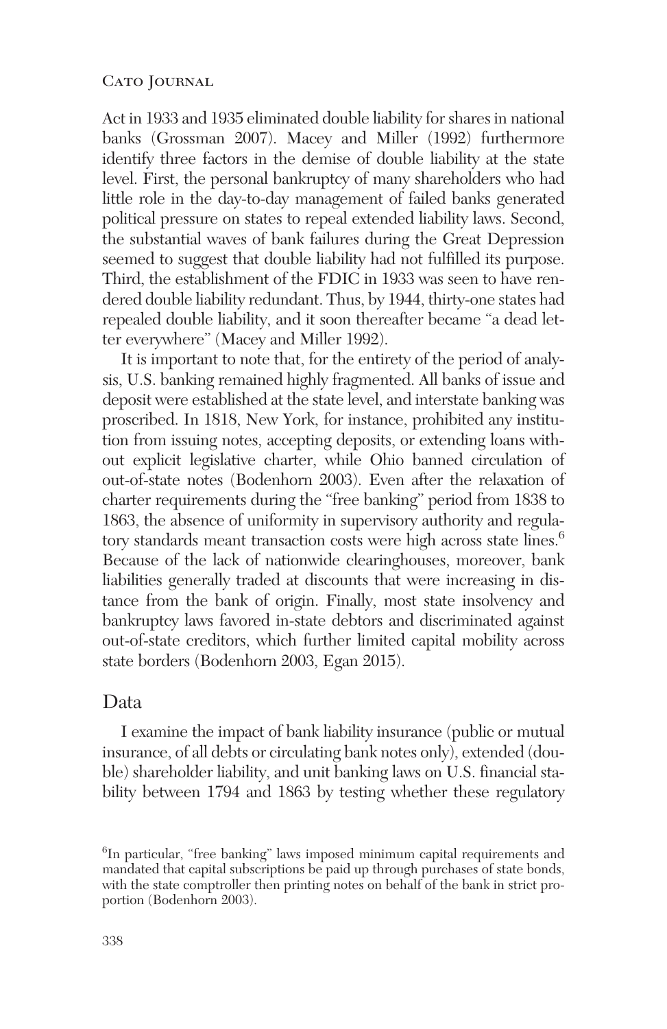Act in 1933 and 1935 eliminated double liability for shares in national banks (Grossman 2007). Macey and Miller (1992) furthermore identify three factors in the demise of double liability at the state level. First, the personal bankruptcy of many shareholders who had little role in the day-to-day management of failed banks generated political pressure on states to repeal extended liability laws. Second, the substantial waves of bank failures during the Great Depression seemed to suggest that double liability had not fulfilled its purpose. Third, the establishment of the FDIC in 1933 was seen to have rendered double liability redundant. Thus, by 1944, thirty-one states had repealed double liability, and it soon thereafter became "a dead letter everywhere" (Macey and Miller 1992).

It is important to note that, for the entirety of the period of analysis, U.S. banking remained highly fragmented. All banks of issue and deposit were established at the state level, and interstate banking was proscribed. In 1818, New York, for instance, prohibited any institution from issuing notes, accepting deposits, or extending loans without explicit legislative charter, while Ohio banned circulation of out-of-state notes (Bodenhorn 2003). Even after the relaxation of charter requirements during the "free banking" period from 1838 to 1863, the absence of uniformity in supervisory authority and regulatory standards meant transaction costs were high across state lines.[6] Because of the lack of nationwide clearinghouses, moreover, bank liabilities generally traded at discounts that were increasing in distance from the bank of origin. Finally, most state insolvency and bankruptcy laws favored in-state debtors and discriminated against out-of-state creditors, which further limited capital mobility across state borders (Bodenhorn 2003, Egan 2015).

## Data

I examine the impact of bank liability insurance (public or mutual insurance, of all debts or circulating bank notes only), extended (double) shareholder liability, and unit banking laws on U.S. financial stability between 1794 and 1863 by testing whether these regulatory

[6] In particular, "free banking" laws imposed minimum capital requirements and mandated that capital subscriptions be paid up through purchases of state bonds, with the state comptroller then printing notes on behalf of the bank in strict proportion (Bodenhorn 2003).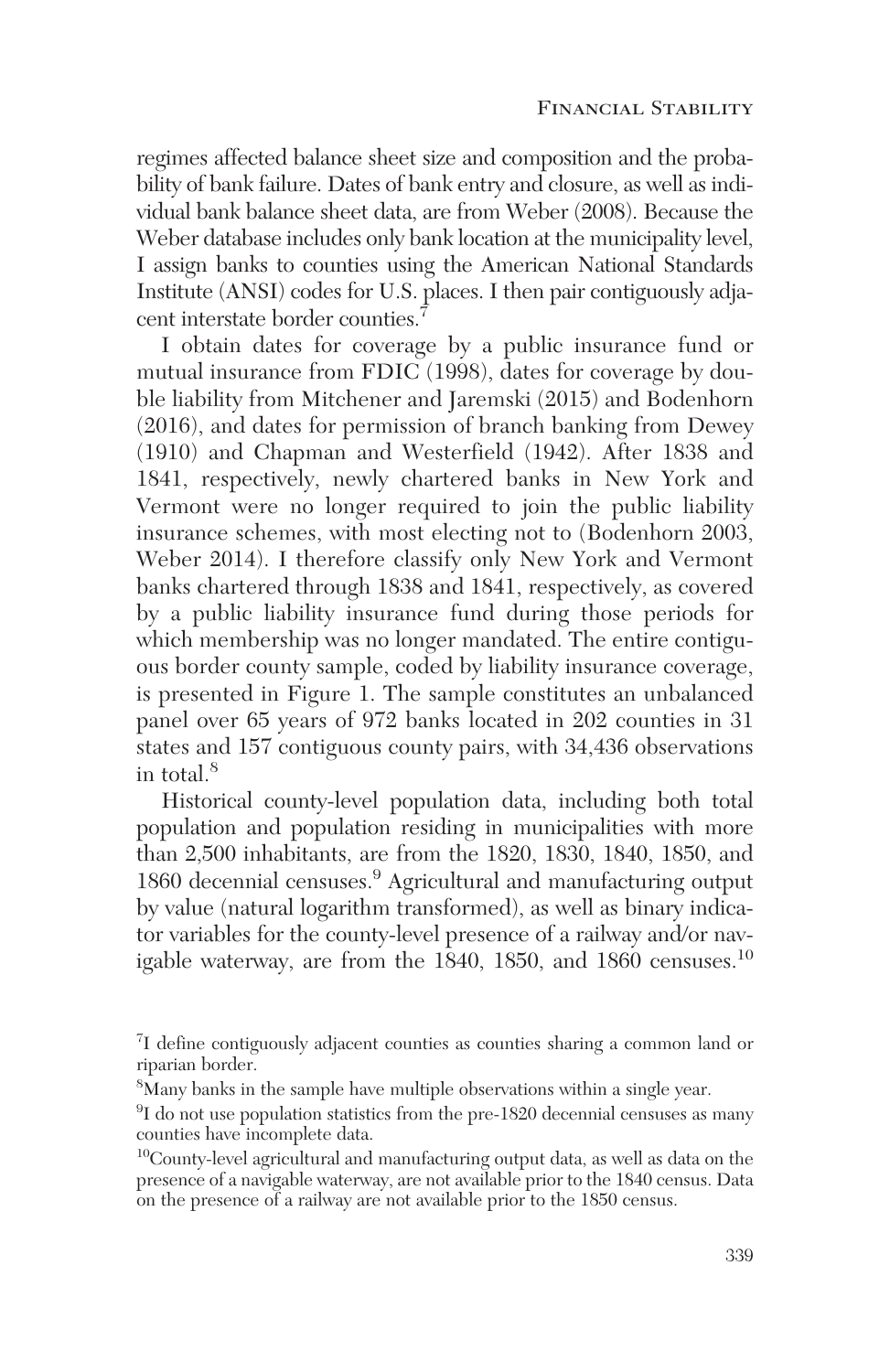regimes affected balance sheet size and composition and the probability of bank failure. Dates of bank entry and closure, as well as individual bank balance sheet data, are from Weber (2008). Because the Weber database includes only bank location at the municipality level, I assign banks to counties using the American National Standards Institute (ANSI) codes for U.S. places. I then pair contiguously adjacent interstate border counties.[7]

I obtain dates for coverage by a public insurance fund or mutual insurance from FDIC (1998), dates for coverage by double liability from Mitchener and Jaremski (2015) and Bodenhorn (2016), and dates for permission of branch banking from Dewey (1910) and Chapman and Westerfield (1942). After 1838 and 1841, respectively, newly chartered banks in New York and Vermont were no longer required to join the public liability insurance schemes, with most electing not to (Bodenhorn 2003, Weber 2014). I therefore classify only New York and Vermont banks chartered through 1838 and 1841, respectively, as covered by a public liability insurance fund during those periods for which membership was no longer mandated. The entire contiguous border county sample, coded by liability insurance coverage, is presented in Figure 1. The sample constitutes an unbalanced panel over 65 years of 972 banks located in 202 counties in 31 states and 157 contiguous county pairs, with 34,436 observations in total.[8]

Historical county-level population data, including both total population and population residing in municipalities with more than 2,500 inhabitants, are from the 1820, 1830, 1840, 1850, and 1860 decennial censuses.[9] Agricultural and manufacturing output by value (natural logarithm transformed), as well as binary indicator variables for the county-level presence of a railway and/or navigable waterway, are from the 1840, 1850, and 1860 censuses.[10]

[7] I define contiguously adjacent counties as counties sharing a common land or riparian border.

[8] Many banks in the sample have multiple observations within a single year.

[9] I do not use population statistics from the pre-1820 decennial censuses as many counties have incomplete data.

[10] County-level agricultural and manufacturing output data, as well as data on the presence of a navigable waterway, are not available prior to the 1840 census. Data on the presence of a railway are not available prior to the 1850 census.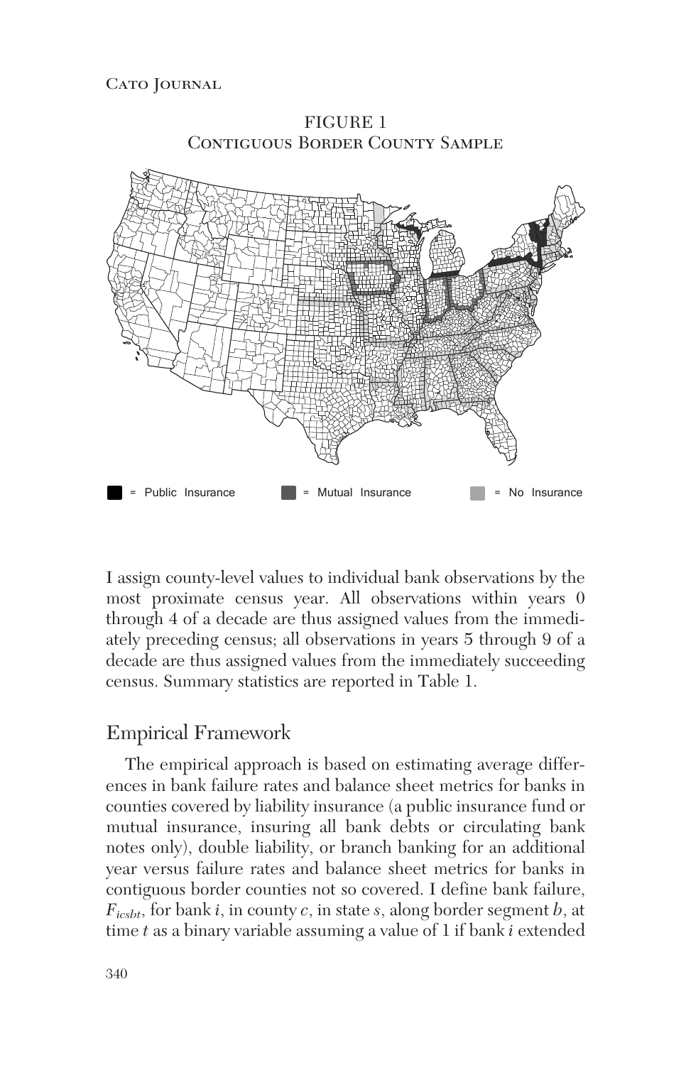FIGURE 1
Contiguous Border County Sample

= Public Insurance = Mutual Insurance = No Insurance

I assign county-level values to individual bank observations by the most proximate census year. All observations within years 0 through 4 of a decade are thus assigned values from the immediately preceding census; all observations in years 5 through 9 of a decade are thus assigned values from the immediately succeeding census. Summary statistics are reported in Table 1.

## Empirical Framework

The empirical approach is based on estimating average differences in bank failure rates and balance sheet metrics for banks in counties covered by liability insurance (a public insurance fund or mutual insurance, insuring all bank debts or circulating bank notes only), double liability, or branch banking for an additional year versus failure rates and balance sheet metrics for banks in contiguous border counties not so covered. I define bank failure, $F_{icsbt}$, for bank $i$, in county $c$, in state $s$, along border segment $b$, at time $t$ as a binary variable assuming a value of 1 if bank $i$ extended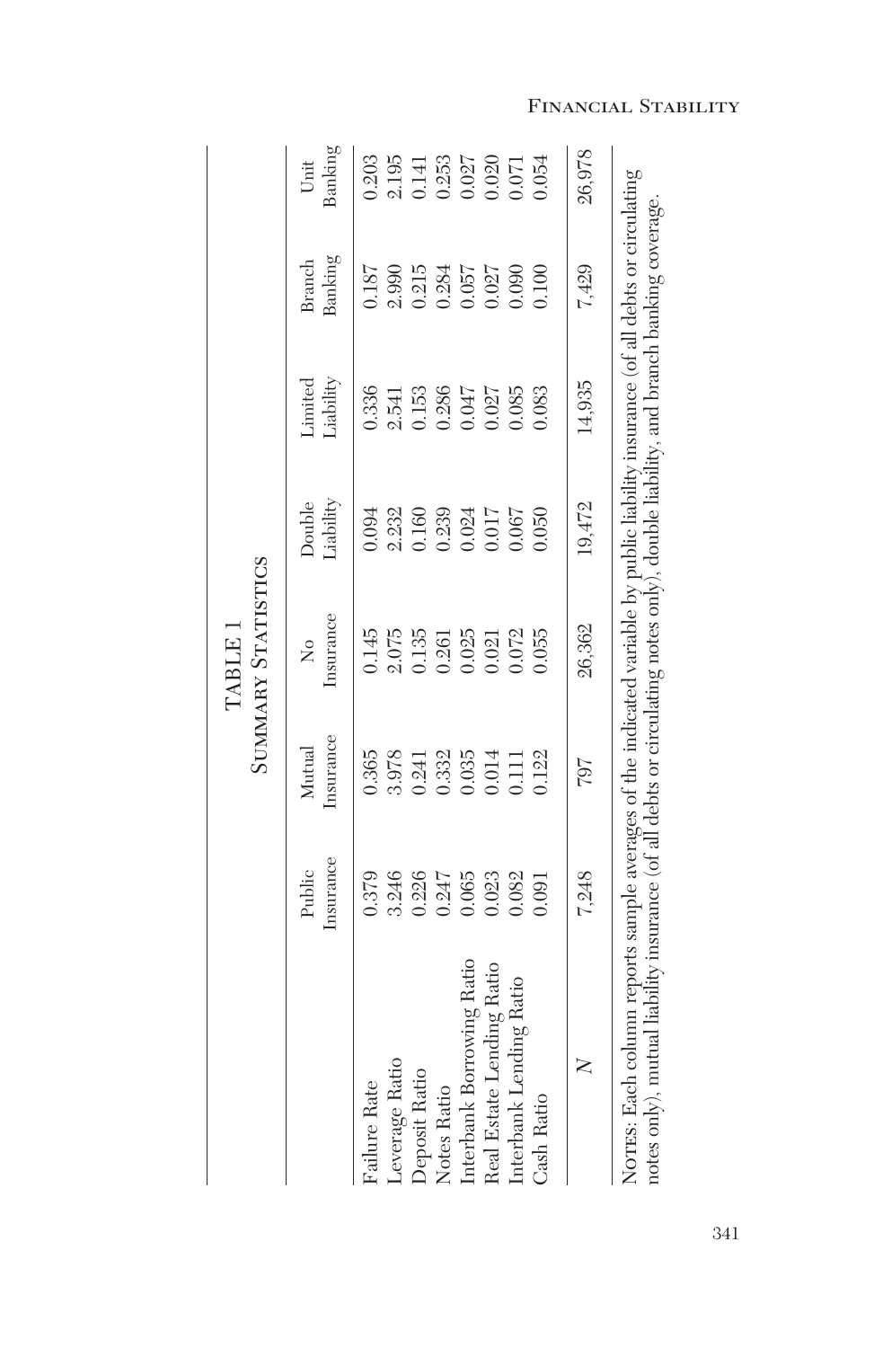TABLE 1
SUMMARY STATISTICS

| | Public Insurance | Mutual Insurance | No Insurance | Double Liability | Limited Liability | Branch Banking | Unit Banking |
|---|---|---|---|---|---|---|---|
| Failure Rate | 0.379 | 0.365 | 0.145 | 0.094 | 0.336 | 0.187 | 0.203 |
| Leverage Ratio | 3.246 | 3.978 | 2.075 | 2.232 | 2.541 | 2.990 | 2.195 |
| Deposit Ratio | 0.226 | 0.241 | 0.135 | 0.160 | 0.153 | 0.215 | 0.141 |
| Notes Ratio | 0.247 | 0.332 | 0.261 | 0.239 | 0.286 | 0.284 | 0.253 |
| Interbank Borrowing Ratio | 0.065 | 0.035 | 0.025 | 0.024 | 0.047 | 0.057 | 0.027 |
| Real Estate Lending Ratio | 0.023 | 0.014 | 0.021 | 0.017 | 0.027 | 0.027 | 0.020 |
| Interbank Lending Ratio | 0.082 | 0.111 | 0.072 | 0.067 | 0.085 | 0.090 | 0.071 |
| Cash Ratio | 0.091 | 0.122 | 0.055 | 0.050 | 0.083 | 0.100 | 0.054 |
| $N$ | 7,248 | 797 | 26,362 | 19,472 | 14,935 | 7,429 | 26,978 |

NOTES: Each column reports sample averages of the indicated variable by public liability insurance (of all debts or circulating notes only), mutual liability insurance (of all debts or circulating notes only), double liability, and branch banking coverage.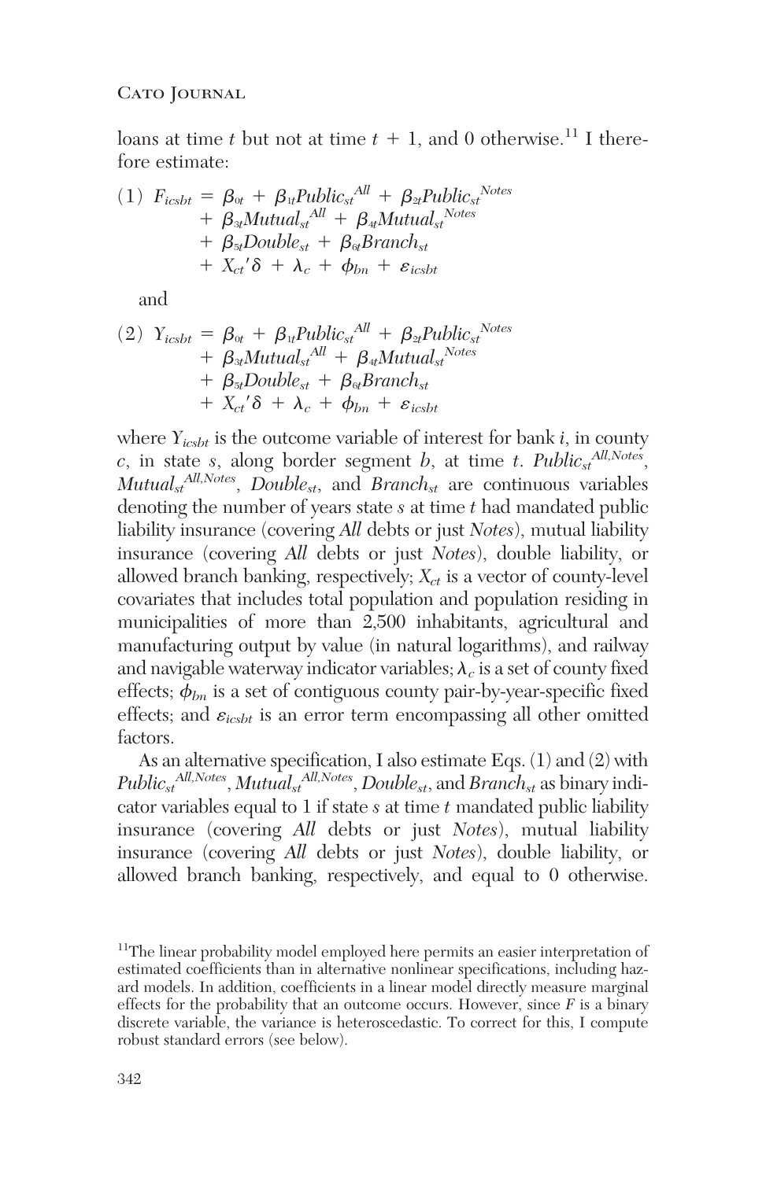loans at time $t$ but not at time $t + 1$, and 0 otherwise.[11] I therefore estimate:

$$(1)\ F_{icsbt} = \beta_{0t} + \beta_{1t}Public_{st}^{All} + \beta_{2t}Public_{st}^{Notes} + \beta_{3t}Mutual_{st}^{All} + \beta_{4t}Mutual_{st}^{Notes} + \beta_{5t}Double_{st} + \beta_{6t}Branch_{st} + X_{ct}'\delta + \lambda_c + \phi_{bn} + \varepsilon_{icsbt}$$

and

$$(2)\ Y_{icsbt} = \beta_{0t} + \beta_{1t}Public_{st}^{All} + \beta_{2t}Public_{st}^{Notes} + \beta_{3t}Mutual_{st}^{All} + \beta_{4t}Mutual_{st}^{Notes} + \beta_{5t}Double_{st} + \beta_{6t}Branch_{st} + X_{ct}'\delta + \lambda_c + \phi_{bn} + \varepsilon_{icsbt}$$

where $Y_{icsbt}$ is the outcome variable of interest for bank $i$, in county $c$, in state $s$, along border segment $b$, at time $t$. $Public_{st}^{All,Notes}$, $Mutual_{st}^{All,Notes}$, $Double_{st}$, and $Branch_{st}$ are continuous variables denoting the number of years state $s$ at time $t$ had mandated public liability insurance (covering *All* debts or just *Notes*), mutual liability insurance (covering *All* debts or just *Notes*), double liability, or allowed branch banking, respectively; $X_{ct}$ is a vector of county-level covariates that includes total population and population residing in municipalities of more than 2,500 inhabitants, agricultural and manufacturing output by value (in natural logarithms), and railway and navigable waterway indicator variables; $\lambda_c$ is a set of county fixed effects; $\phi_{bn}$ is a set of contiguous county pair-by-year-specific fixed effects; and $\varepsilon_{icsbt}$ is an error term encompassing all other omitted factors.

As an alternative specification, I also estimate Eqs. (1) and (2) with $Public_{st}^{All,Notes}$, $Mutual_{st}^{All,Notes}$, $Double_{st}$, and $Branch_{st}$ as binary indicator variables equal to 1 if state $s$ at time $t$ mandated public liability insurance (covering *All* debts or just *Notes*), mutual liability insurance (covering *All* debts or just *Notes*), double liability, or allowed branch banking, respectively, and equal to 0 otherwise.

[11] The linear probability model employed here permits an easier interpretation of estimated coefficients than in alternative nonlinear specifications, including hazard models. In addition, coefficients in a linear model directly measure marginal effects for the probability that an outcome occurs. However, since $F$ is a binary discrete variable, the variance is heteroscedastic. To correct for this, I compute robust standard errors (see below).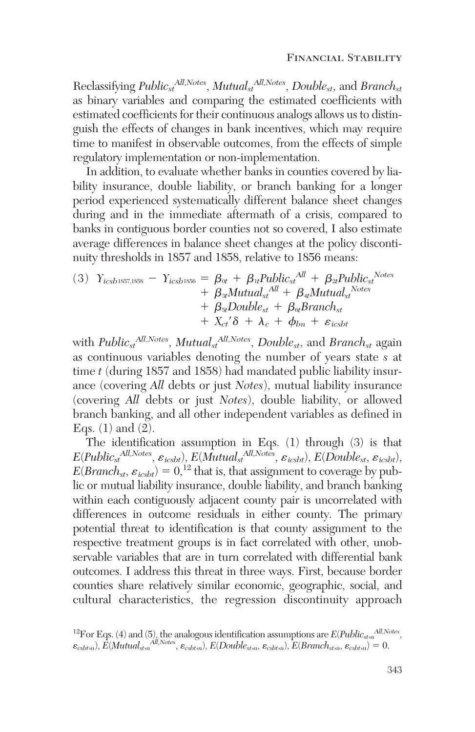Reclassifying $Public_{st}^{All,Notes}$, $Mutual_{st}^{All,Notes}$, $Double_{st}$, and $Branch_{st}$ as binary variables and comparing the estimated coefficients with estimated coefficients for their continuous analogs allows us to distinguish the effects of changes in bank incentives, which may require time to manifest in observable outcomes, from the effects of simple regulatory implementation or non-implementation.

In addition, to evaluate whether banks in counties covered by liability insurance, double liability, or branch banking for a longer period experienced systematically different balance sheet changes during and in the immediate aftermath of a crisis, compared to banks in contiguous border counties not so covered, I also estimate average differences in balance sheet changes at the policy discontinuity thresholds in 1857 and 1858, relative to 1856 means:

$$
\begin{aligned}
(3)\quad Y_{icsb1857,1858} - Y_{icsb1856} = {} & \beta_{0t} + \beta_{1t} Public_{st}^{All} + \beta_{2t} Public_{st}^{Notes} \\
& + \beta_{3t} Mutual_{st}^{All} + \beta_{4t} Mutual_{st}^{Notes} \\
& + \beta_{5t} Double_{st} + \beta_{6t} Branch_{st} \\
& + X_{ct}'\delta + \lambda_c + \phi_{bn} + \varepsilon_{icsbt}
\end{aligned}
$$

with $Public_{st}^{All,Notes}$, $Mutual_{st}^{All,Notes}$, $Double_{st}$, and $Branch_{st}$ again as continuous variables denoting the number of years state *s* at time *t* (during 1857 and 1858) had mandated public liability insurance (covering *All* debts or just *Notes*), mutual liability insurance (covering *All* debts or just *Notes*), double liability, or allowed branch banking, and all other independent variables as defined in Eqs. (1) and (2).

The identification assumption in Eqs. (1) through (3) is that $E(Public_{st}^{All,Notes}, \varepsilon_{icsbt})$, $E(Mutual_{st}^{All,Notes}, \varepsilon_{icsbt})$, $E(Double_{st}, \varepsilon_{icsbt})$, $E(Branch_{st}, \varepsilon_{icsbt}) = 0$,[12] that is, that assignment to coverage by public or mutual liability insurance, double liability, and branch banking within each contiguously adjacent county pair is uncorrelated with differences in outcome residuals in either county. The primary potential threat to identification is that county assignment to the respective treatment groups is in fact correlated with other, unobservable variables that are in turn correlated with differential bank outcomes. I address this threat in three ways. First, because border counties share relatively similar economic, geographic, social, and cultural characteristics, the regression discontinuity approach

[12]For Eqs. (4) and (5), the analogous identification assumptions are $E(Public_{st,n}^{All,Notes}, \varepsilon_{csbt,n})$, $E(Mutual_{st,n}^{All,Notes}, \varepsilon_{csbt,n})$, $E(Double_{st,n}, \varepsilon_{csbt,n})$, $E(Branch_{st,n}, \varepsilon_{csbt,n}) = 0$.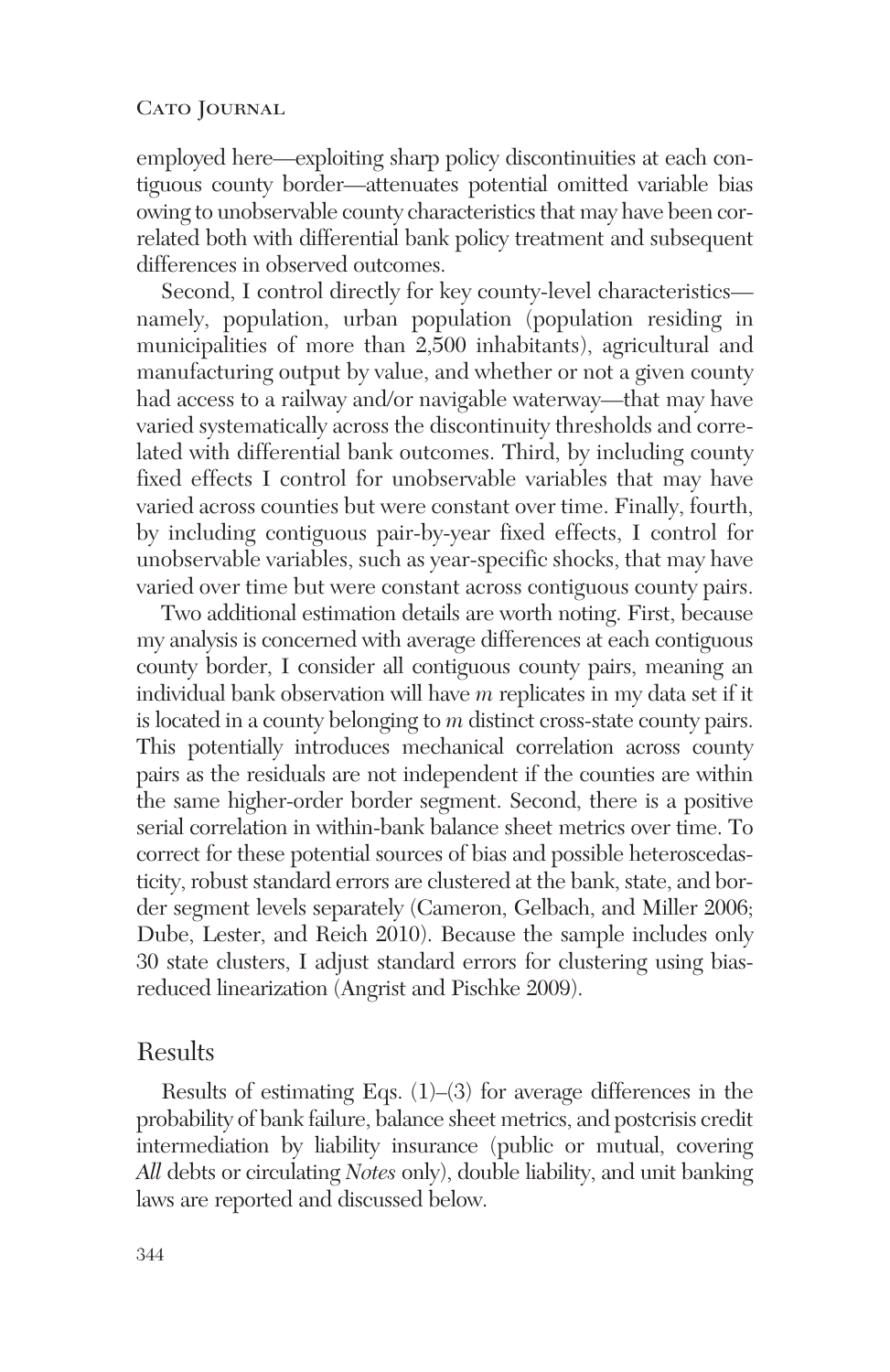employed here—exploiting sharp policy discontinuities at each contiguous county border—attenuates potential omitted variable bias owing to unobservable county characteristics that may have been correlated both with differential bank policy treatment and subsequent differences in observed outcomes.

Second, I control directly for key county-level characteristics—namely, population, urban population (population residing in municipalities of more than 2,500 inhabitants), agricultural and manufacturing output by value, and whether or not a given county had access to a railway and/or navigable waterway—that may have varied systematically across the discontinuity thresholds and correlated with differential bank outcomes. Third, by including county fixed effects I control for unobservable variables that may have varied across counties but were constant over time. Finally, fourth, by including contiguous pair-by-year fixed effects, I control for unobservable variables, such as year-specific shocks, that may have varied over time but were constant across contiguous county pairs.

Two additional estimation details are worth noting. First, because my analysis is concerned with average differences at each contiguous county border, I consider all contiguous county pairs, meaning an individual bank observation will have *m* replicates in my data set if it is located in a county belonging to *m* distinct cross-state county pairs. This potentially introduces mechanical correlation across county pairs as the residuals are not independent if the counties are within the same higher-order border segment. Second, there is a positive serial correlation in within-bank balance sheet metrics over time. To correct for these potential sources of bias and possible heteroscedasticity, robust standard errors are clustered at the bank, state, and border segment levels separately (Cameron, Gelbach, and Miller 2006; Dube, Lester, and Reich 2010). Because the sample includes only 30 state clusters, I adjust standard errors for clustering using bias-reduced linearization (Angrist and Pischke 2009).

## Results

Results of estimating Eqs. (1)–(3) for average differences in the probability of bank failure, balance sheet metrics, and postcrisis credit intermediation by liability insurance (public or mutual, covering *All* debts or circulating *Notes* only), double liability, and unit banking laws are reported and discussed below.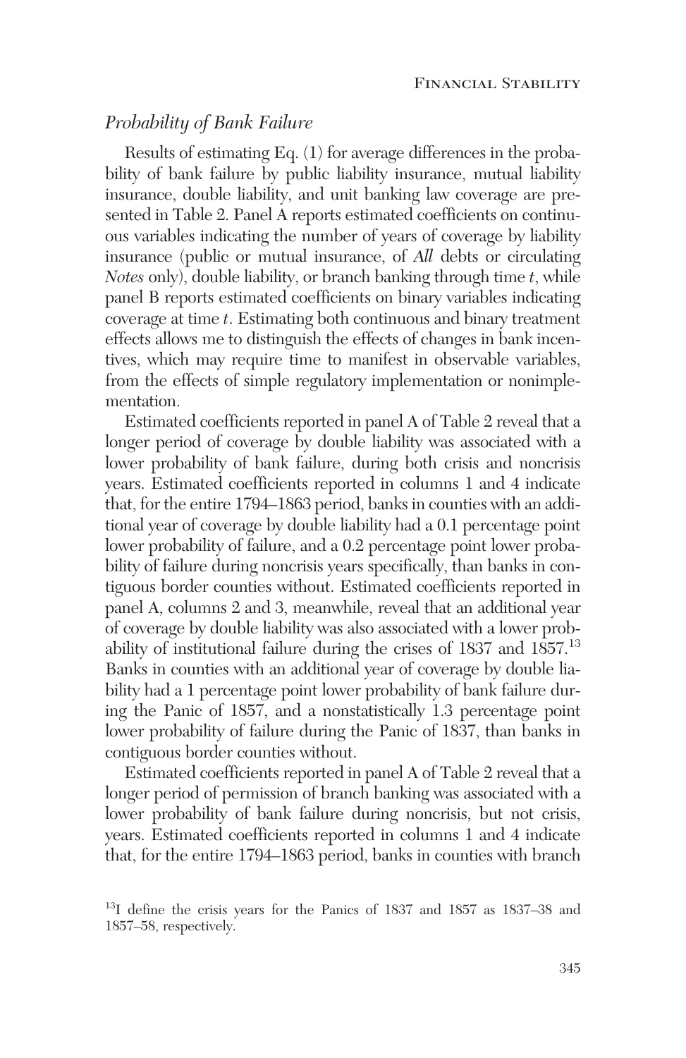## *Probability of Bank Failure*

Results of estimating Eq. (1) for average differences in the probability of bank failure by public liability insurance, mutual liability insurance, double liability, and unit banking law coverage are presented in Table 2. Panel A reports estimated coefficients on continuous variables indicating the number of years of coverage by liability insurance (public or mutual insurance, of *All* debts or circulating *Notes* only), double liability, or branch banking through time $t$, while panel B reports estimated coefficients on binary variables indicating coverage at time $t$. Estimating both continuous and binary treatment effects allows me to distinguish the effects of changes in bank incentives, which may require time to manifest in observable variables, from the effects of simple regulatory implementation or nonimplementation.

Estimated coefficients reported in panel A of Table 2 reveal that a longer period of coverage by double liability was associated with a lower probability of bank failure, during both crisis and noncrisis years. Estimated coefficients reported in columns 1 and 4 indicate that, for the entire 1794–1863 period, banks in counties with an additional year of coverage by double liability had a 0.1 percentage point lower probability of failure, and a 0.2 percentage point lower probability of failure during noncrisis years specifically, than banks in contiguous border counties without. Estimated coefficients reported in panel A, columns 2 and 3, meanwhile, reveal that an additional year of coverage by double liability was also associated with a lower probability of institutional failure during the crises of 1837 and 1857.[13] Banks in counties with an additional year of coverage by double liability had a 1 percentage point lower probability of bank failure during the Panic of 1857, and a nonstatistically 1.3 percentage point lower probability of failure during the Panic of 1837, than banks in contiguous border counties without.

Estimated coefficients reported in panel A of Table 2 reveal that a longer period of permission of branch banking was associated with a lower probability of bank failure during noncrisis, but not crisis, years. Estimated coefficients reported in columns 1 and 4 indicate that, for the entire 1794–1863 period, banks in counties with branch

[13] I define the crisis years for the Panics of 1837 and 1857 as 1837–38 and 1857–58, respectively.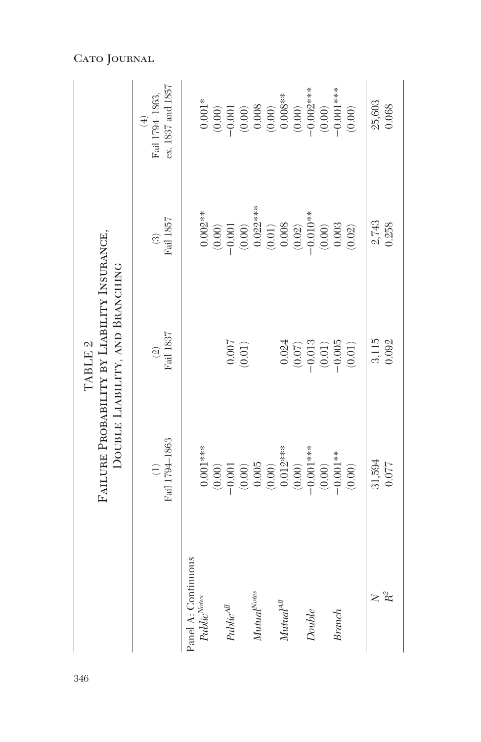TABLE 2

FAILURE PROBABILITY BY LIABILITY INSURANCE, DOUBLE LIABILITY, AND BRANCHING

| | (1) Fail 1794–1863 | (2) Fail 1837 | (3) Fail 1857 | (4) Fail 1794–1863, ex. 1837 and 1857 |
|---|---|---|---|---|
| Panel A: Continuous | | | | |
| $Public^{Notes}$ | 0.001*** | | 0.002** | 0.001* |
| | (0.00) | | (0.00) | (0.00) |
| $Public^{All}$ | −0.001 | 0.007 | −0.001 | −0.001 |
| | (0.00) | (0.01) | (0.00) | (0.00) |
| $Mutual^{Notes}$ | 0.005 | | 0.022*** | 0.008 |
| | (0.00) | | (0.01) | (0.00) |
| $Mutual^{All}$ | 0.012*** | 0.024 | 0.008 | 0.008** |
| | (0.00) | (0.07) | (0.02) | (0.00) |
| *Double* | −0.001*** | −0.013 | −0.010** | −0.002*** |
| | (0.00) | (0.01) | (0.00) | (0.00) |
| *Branch* | −0.001** | −0.005 | 0.003 | −0.001*** |
| | (0.00) | (0.01) | (0.02) | (0.00) |
| $N$ | 31,594 | 3,115 | 2,743 | 25,603 |
| $R^2$ | 0.077 | 0.092 | 0.258 | 0.068 |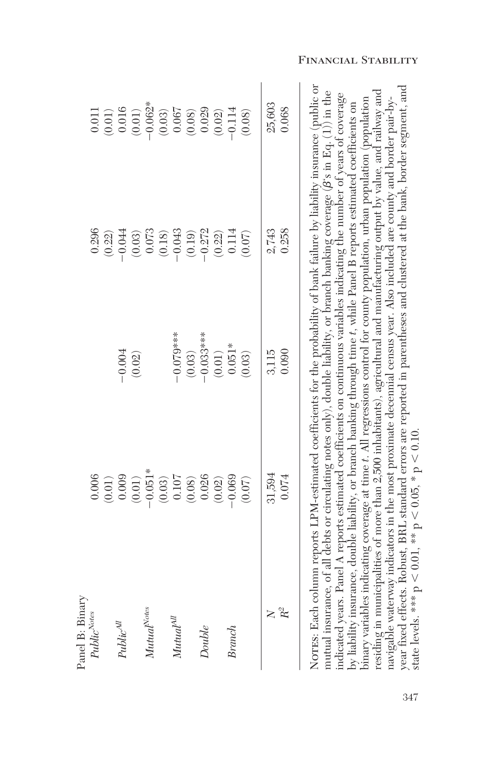| Panel B: Binary | | | | |
|---|---|---|---|---|
| $Public^{Notes}$ | 0.006 | | 0.296 | 0.011 |
| | (0.01) | | (0.22) | (0.01) |
| $Public^{All}$ | 0.009 | −0.004 | −0.044 | 0.016 |
| | (0.01) | (0.02) | (0.03) | (0.01) |
| $Mutual^{Notes}$ | −0.051* | | 0.073 | −0.062* |
| | (0.03) | | (0.18) | (0.03) |
| $Mutual^{All}$ | 0.107 | −0.079*** | −0.043 | 0.067 |
| | (0.08) | (0.03) | (0.19) | (0.08) |
| *Double* | 0.026 | −0.033*** | −0.272 | 0.029 |
| | (0.02) | (0.01) | (0.22) | (0.02) |
| *Branch* | −0.069 | 0.051* | 0.114 | −0.114 |
| | (0.07) | (0.03) | (0.07) | (0.08) |
| $N$ | 31,594 | 3,115 | 2,743 | 25,603 |
| $R^2$ | 0.074 | 0.090 | 0.258 | 0.068 |

NOTES: Each column reports LPM-estimated coefficients for the probability of bank failure by liability insurance (public or mutual insurance, of all debts or circulating notes only), double liability, or branch banking coverage ($\beta$'s in Eq. (1)) in the indicated years. Panel A reports estimated coefficients on continuous variables indicating the number of years of coverage by liability insurance, double liability, or branch banking through time $t$, while Panel B reports estimated coefficients on binary variables indicating coverage at time $t$. All regressions control for county population, urban population (population residing in municipalities of more than 2,500 inhabitants), agricultural and manufacturing output by value, and railway and navigable waterway indicators in the most proximate decennial census year. Also included are county and border pair-by-year fixed effects. Robust, BRL standard errors are reported in parentheses and clustered at the bank, border segment, and state levels. *** $p < 0.01$, ** $p < 0.05$, * $p < 0.10$.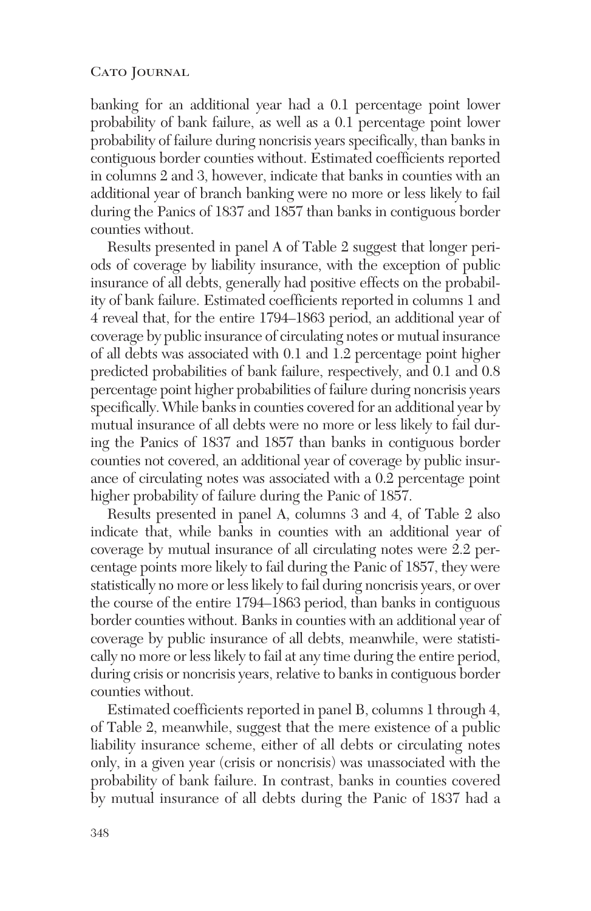banking for an additional year had a 0.1 percentage point lower probability of bank failure, as well as a 0.1 percentage point lower probability of failure during noncrisis years specifically, than banks in contiguous border counties without. Estimated coefficients reported in columns 2 and 3, however, indicate that banks in counties with an additional year of branch banking were no more or less likely to fail during the Panics of 1837 and 1857 than banks in contiguous border counties without.

Results presented in panel A of Table 2 suggest that longer periods of coverage by liability insurance, with the exception of public insurance of all debts, generally had positive effects on the probability of bank failure. Estimated coefficients reported in columns 1 and 4 reveal that, for the entire 1794–1863 period, an additional year of coverage by public insurance of circulating notes or mutual insurance of all debts was associated with 0.1 and 1.2 percentage point higher predicted probabilities of bank failure, respectively, and 0.1 and 0.8 percentage point higher probabilities of failure during noncrisis years specifically. While banks in counties covered for an additional year by mutual insurance of all debts were no more or less likely to fail during the Panics of 1837 and 1857 than banks in contiguous border counties not covered, an additional year of coverage by public insurance of circulating notes was associated with a 0.2 percentage point higher probability of failure during the Panic of 1857.

Results presented in panel A, columns 3 and 4, of Table 2 also indicate that, while banks in counties with an additional year of coverage by mutual insurance of all circulating notes were 2.2 percentage points more likely to fail during the Panic of 1857, they were statistically no more or less likely to fail during noncrisis years, or over the course of the entire 1794–1863 period, than banks in contiguous border counties without. Banks in counties with an additional year of coverage by public insurance of all debts, meanwhile, were statistically no more or less likely to fail at any time during the entire period, during crisis or noncrisis years, relative to banks in contiguous border counties without.

Estimated coefficients reported in panel B, columns 1 through 4, of Table 2, meanwhile, suggest that the mere existence of a public liability insurance scheme, either of all debts or circulating notes only, in a given year (crisis or noncrisis) was unassociated with the probability of bank failure. In contrast, banks in counties covered by mutual insurance of all debts during the Panic of 1837 had a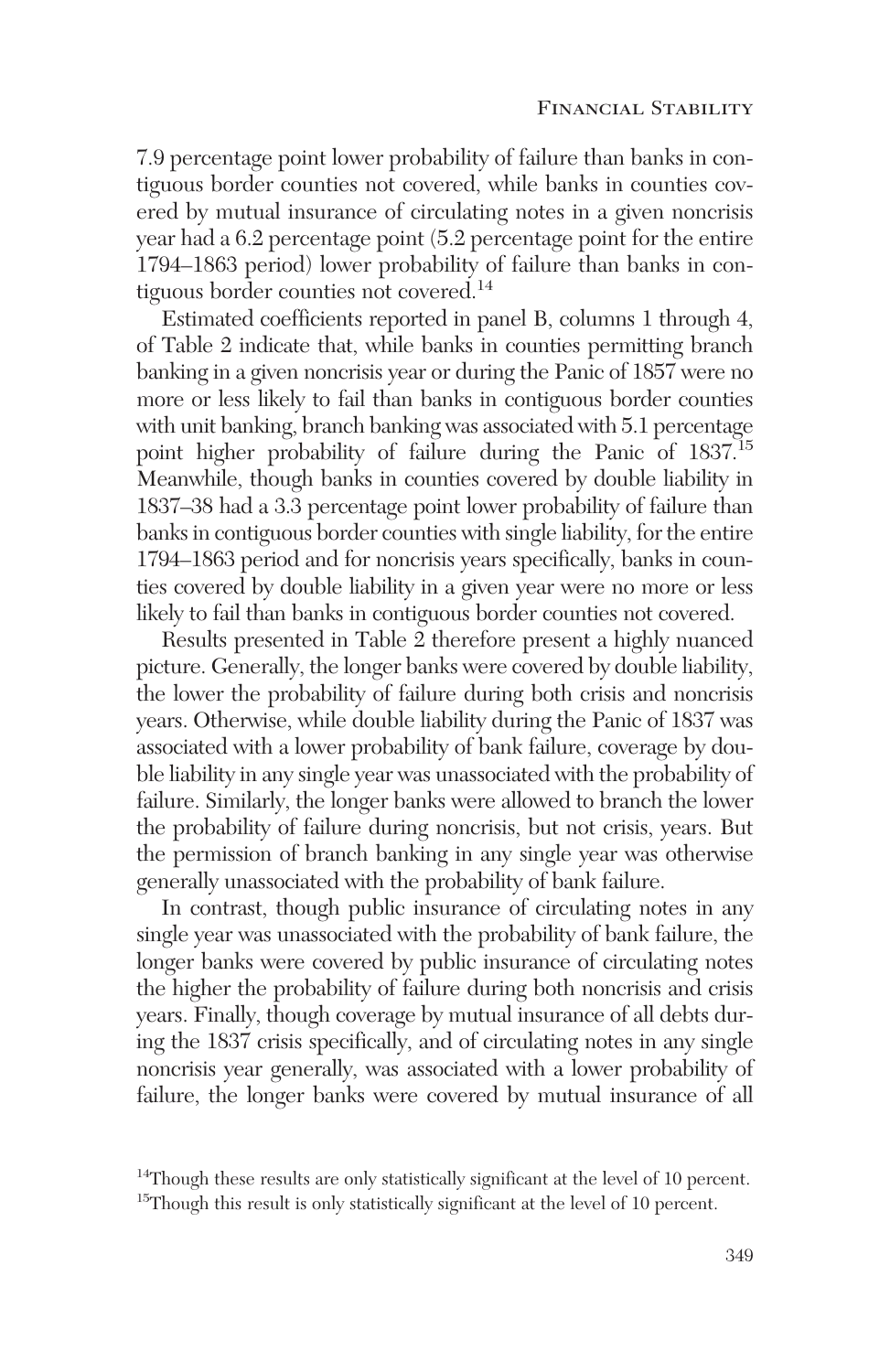7.9 percentage point lower probability of failure than banks in contiguous border counties not covered, while banks in counties covered by mutual insurance of circulating notes in a given noncrisis year had a 6.2 percentage point (5.2 percentage point for the entire 1794–1863 period) lower probability of failure than banks in contiguous border counties not covered.[14]

Estimated coefficients reported in panel B, columns 1 through 4, of Table 2 indicate that, while banks in counties permitting branch banking in a given noncrisis year or during the Panic of 1857 were no more or less likely to fail than banks in contiguous border counties with unit banking, branch banking was associated with 5.1 percentage point higher probability of failure during the Panic of 1837.[15] Meanwhile, though banks in counties covered by double liability in 1837–38 had a 3.3 percentage point lower probability of failure than banks in contiguous border counties with single liability, for the entire 1794–1863 period and for noncrisis years specifically, banks in counties covered by double liability in a given year were no more or less likely to fail than banks in contiguous border counties not covered.

Results presented in Table 2 therefore present a highly nuanced picture. Generally, the longer banks were covered by double liability, the lower the probability of failure during both crisis and noncrisis years. Otherwise, while double liability during the Panic of 1837 was associated with a lower probability of bank failure, coverage by double liability in any single year was unassociated with the probability of failure. Similarly, the longer banks were allowed to branch the lower the probability of failure during noncrisis, but not crisis, years. But the permission of branch banking in any single year was otherwise generally unassociated with the probability of bank failure.

In contrast, though public insurance of circulating notes in any single year was unassociated with the probability of bank failure, the longer banks were covered by public insurance of circulating notes the higher the probability of failure during both noncrisis and crisis years. Finally, though coverage by mutual insurance of all debts during the 1837 crisis specifically, and of circulating notes in any single noncrisis year generally, was associated with a lower probability of failure, the longer banks were covered by mutual insurance of all

[14]Though these results are only statistically significant at the level of 10 percent.

[15]Though this result is only statistically significant at the level of 10 percent.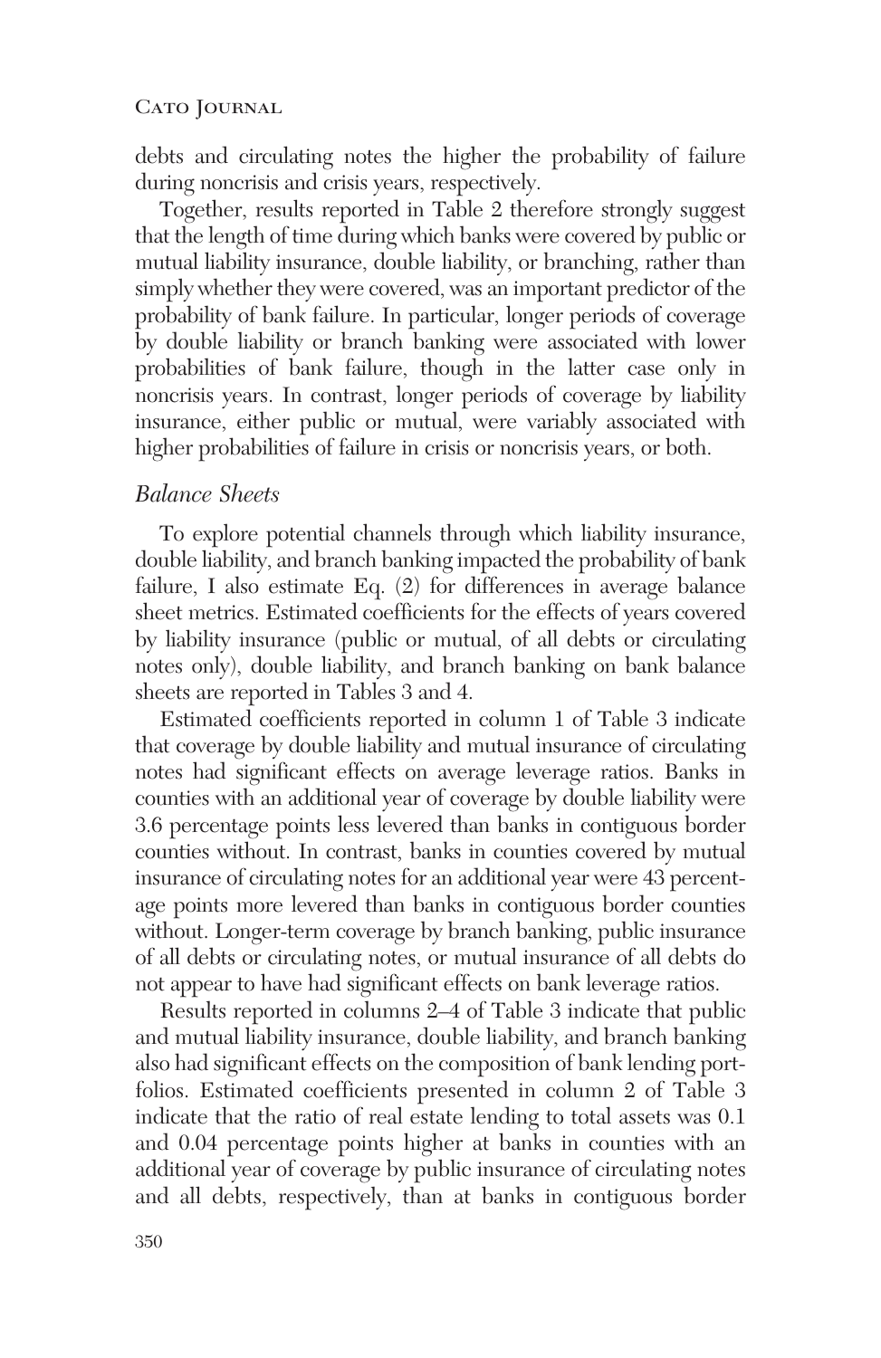debts and circulating notes the higher the probability of failure during noncrisis and crisis years, respectively.

Together, results reported in Table 2 therefore strongly suggest that the length of time during which banks were covered by public or mutual liability insurance, double liability, or branching, rather than simply whether they were covered, was an important predictor of the probability of bank failure. In particular, longer periods of coverage by double liability or branch banking were associated with lower probabilities of bank failure, though in the latter case only in noncrisis years. In contrast, longer periods of coverage by liability insurance, either public or mutual, were variably associated with higher probabilities of failure in crisis or noncrisis years, or both.

### *Balance Sheets*

To explore potential channels through which liability insurance, double liability, and branch banking impacted the probability of bank failure, I also estimate Eq. (2) for differences in average balance sheet metrics. Estimated coefficients for the effects of years covered by liability insurance (public or mutual, of all debts or circulating notes only), double liability, and branch banking on bank balance sheets are reported in Tables 3 and 4.

Estimated coefficients reported in column 1 of Table 3 indicate that coverage by double liability and mutual insurance of circulating notes had significant effects on average leverage ratios. Banks in counties with an additional year of coverage by double liability were 3.6 percentage points less levered than banks in contiguous border counties without. In contrast, banks in counties covered by mutual insurance of circulating notes for an additional year were 43 percentage points more levered than banks in contiguous border counties without. Longer-term coverage by branch banking, public insurance of all debts or circulating notes, or mutual insurance of all debts do not appear to have had significant effects on bank leverage ratios.

Results reported in columns 2–4 of Table 3 indicate that public and mutual liability insurance, double liability, and branch banking also had significant effects on the composition of bank lending portfolios. Estimated coefficients presented in column 2 of Table 3 indicate that the ratio of real estate lending to total assets was 0.1 and 0.04 percentage points higher at banks in counties with an additional year of coverage by public insurance of circulating notes and all debts, respectively, than at banks in contiguous border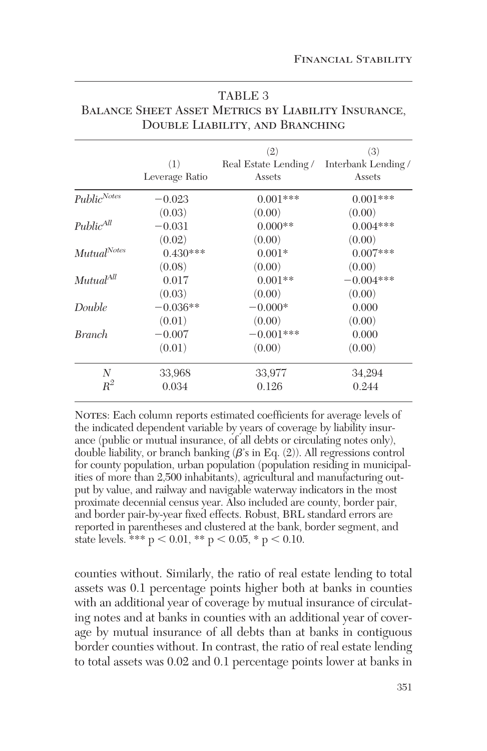TABLE 3
BALANCE SHEET ASSET METRICS BY LIABILITY INSURANCE, DOUBLE LIABILITY, AND BRANCHING

| | (1) Leverage Ratio | (2) Real Estate Lending / Assets | (3) Interbank Lending / Assets |
|---|---|---|---|
| $Public^{Notes}$ | −0.023 | 0.001*** | 0.001*** |
| | (0.03) | (0.00) | (0.00) |
| $Public^{All}$ | −0.031 | 0.000** | 0.004*** |
| | (0.02) | (0.00) | (0.00) |
| $Mutual^{Notes}$ | 0.430*** | 0.001* | 0.007*** |
| | (0.08) | (0.00) | (0.00) |
| $Mutual^{All}$ | 0.017 | 0.001** | −0.004*** |
| | (0.03) | (0.00) | (0.00) |
| *Double* | −0.036** | −0.000* | 0.000 |
| | (0.01) | (0.00) | (0.00) |
| *Branch* | −0.007 | −0.001*** | 0.000 |
| | (0.01) | (0.00) | (0.00) |
| $N$ | 33,968 | 33,977 | 34,294 |
| $R^2$ | 0.034 | 0.126 | 0.244 |

NOTES: Each column reports estimated coefficients for average levels of the indicated dependent variable by years of coverage by liability insurance (public or mutual insurance, of all debts or circulating notes only), double liability, or branch banking ($\beta$'s in Eq. (2)). All regressions control for county population, urban population (population residing in municipalities of more than 2,500 inhabitants), agricultural and manufacturing output by value, and railway and navigable waterway indicators in the most proximate decennial census year. Also included are county, border pair, and border pair-by-year fixed effects. Robust, BRL standard errors are reported in parentheses and clustered at the bank, border segment, and state levels. *** $p < 0.01$, ** $p < 0.05$, * $p < 0.10$.

counties without. Similarly, the ratio of real estate lending to total assets was 0.1 percentage points higher both at banks in counties with an additional year of coverage by mutual insurance of circulating notes and at banks in counties with an additional year of coverage by mutual insurance of all debts than at banks in contiguous border counties without. In contrast, the ratio of real estate lending to total assets was 0.02 and 0.1 percentage points lower at banks in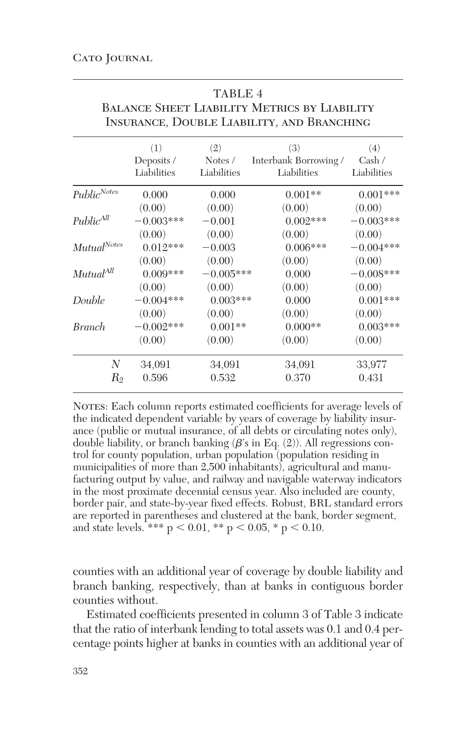TABLE 4
Balance Sheet Liability Metrics by Liability Insurance, Double Liability, and Branching

| | (1) Deposits / Liabilities | (2) Notes / Liabilities | (3) Interbank Borrowing / Liabilities | (4) Cash / Liabilities |
|---|---|---|---|---|
| $Public^{Notes}$ | 0.000 | 0.000 | 0.001** | 0.001*** |
| | (0.00) | (0.00) | (0.00) | (0.00) |
| $Public^{All}$ | −0.003*** | −0.001 | 0.002*** | −0.003*** |
| | (0.00) | (0.00) | (0.00) | (0.00) |
| $Mutual^{Notes}$ | 0.012*** | −0.003 | 0.006*** | −0.004*** |
| | (0.00) | (0.00) | (0.00) | (0.00) |
| $Mutual^{All}$ | 0.009*** | −0.005*** | 0.000 | −0.008*** |
| | (0.00) | (0.00) | (0.00) | (0.00) |
| *Double* | −0.004*** | 0.003*** | 0.000 | 0.001*** |
| | (0.00) | (0.00) | (0.00) | (0.00) |
| *Branch* | −0.002*** | 0.001** | 0.000** | 0.003*** |
| | (0.00) | (0.00) | (0.00) | (0.00) |
| $N$ | 34,091 | 34,091 | 34,091 | 33,977 |
| $R_2$ | 0.596 | 0.532 | 0.370 | 0.431 |

Notes: Each column reports estimated coefficients for average levels of the indicated dependent variable by years of coverage by liability insurance (public or mutual insurance, of all debts or circulating notes only), double liability, or branch banking ($\beta$'s in Eq. (2)). All regressions control for county population, urban population (population residing in municipalities of more than 2,500 inhabitants), agricultural and manufacturing output by value, and railway and navigable waterway indicators in the most proximate decennial census year. Also included are county, border pair, and state-by-year fixed effects. Robust, BRL standard errors are reported in parentheses and clustered at the bank, border segment, and state levels. *** $p < 0.01$, ** $p < 0.05$, * $p < 0.10$.

counties with an additional year of coverage by double liability and branch banking, respectively, than at banks in contiguous border counties without.

Estimated coefficients presented in column 3 of Table 3 indicate that the ratio of interbank lending to total assets was 0.1 and 0.4 percentage points higher at banks in counties with an additional year of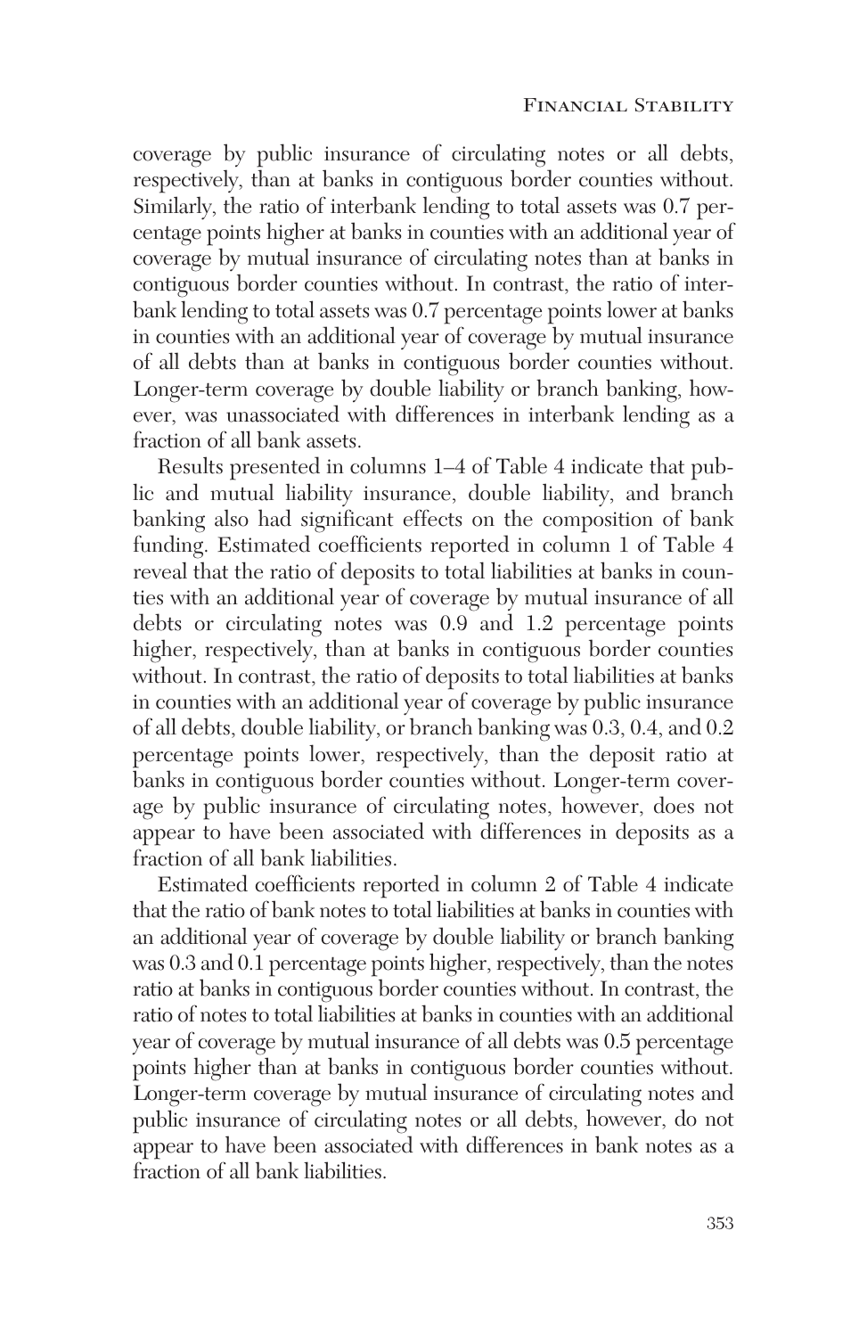coverage by public insurance of circulating notes or all debts, respectively, than at banks in contiguous border counties without. Similarly, the ratio of interbank lending to total assets was 0.7 percentage points higher at banks in counties with an additional year of coverage by mutual insurance of circulating notes than at banks in contiguous border counties without. In contrast, the ratio of interbank lending to total assets was 0.7 percentage points lower at banks in counties with an additional year of coverage by mutual insurance of all debts than at banks in contiguous border counties without. Longer-term coverage by double liability or branch banking, however, was unassociated with differences in interbank lending as a fraction of all bank assets.

Results presented in columns 1–4 of Table 4 indicate that public and mutual liability insurance, double liability, and branch banking also had significant effects on the composition of bank funding. Estimated coefficients reported in column 1 of Table 4 reveal that the ratio of deposits to total liabilities at banks in counties with an additional year of coverage by mutual insurance of all debts or circulating notes was 0.9 and 1.2 percentage points higher, respectively, than at banks in contiguous border counties without. In contrast, the ratio of deposits to total liabilities at banks in counties with an additional year of coverage by public insurance of all debts, double liability, or branch banking was 0.3, 0.4, and 0.2 percentage points lower, respectively, than the deposit ratio at banks in contiguous border counties without. Longer-term coverage by public insurance of circulating notes, however, does not appear to have been associated with differences in deposits as a fraction of all bank liabilities.

Estimated coefficients reported in column 2 of Table 4 indicate that the ratio of bank notes to total liabilities at banks in counties with an additional year of coverage by double liability or branch banking was 0.3 and 0.1 percentage points higher, respectively, than the notes ratio at banks in contiguous border counties without. In contrast, the ratio of notes to total liabilities at banks in counties with an additional year of coverage by mutual insurance of all debts was 0.5 percentage points higher than at banks in contiguous border counties without. Longer-term coverage by mutual insurance of circulating notes and public insurance of circulating notes or all debts, however, do not appear to have been associated with differences in bank notes as a fraction of all bank liabilities.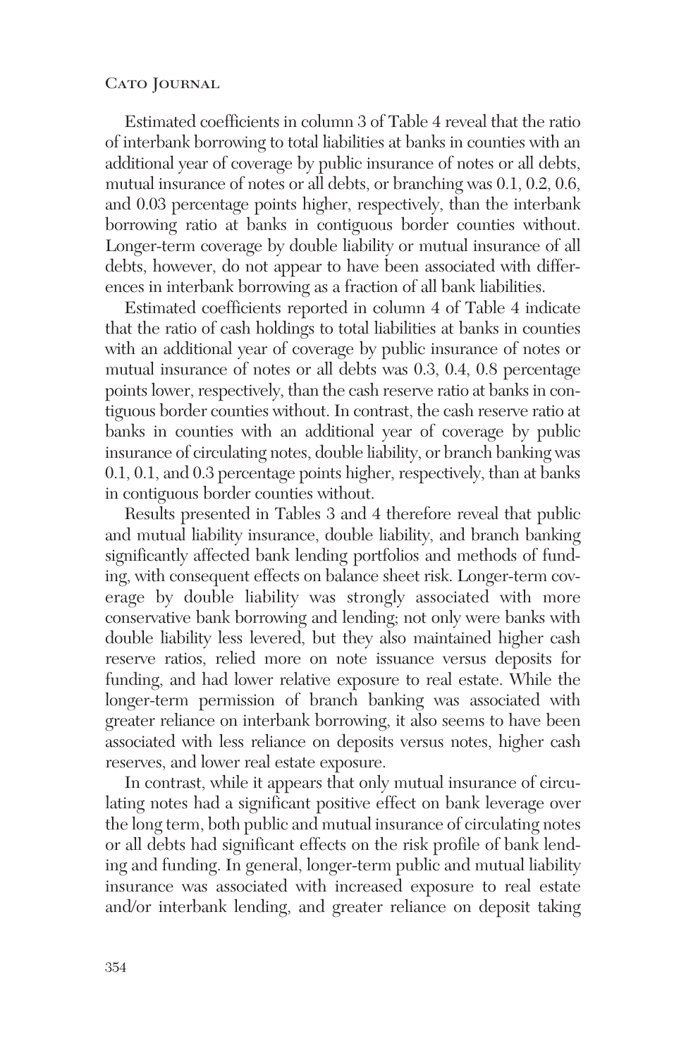Estimated coefficients in column 3 of Table 4 reveal that the ratio of interbank borrowing to total liabilities at banks in counties with an additional year of coverage by public insurance of notes or all debts, mutual insurance of notes or all debts, or branching was 0.1, 0.2, 0.6, and 0.03 percentage points higher, respectively, than the interbank borrowing ratio at banks in contiguous border counties without. Longer-term coverage by double liability or mutual insurance of all debts, however, do not appear to have been associated with differences in interbank borrowing as a fraction of all bank liabilities.

Estimated coefficients reported in column 4 of Table 4 indicate that the ratio of cash holdings to total liabilities at banks in counties with an additional year of coverage by public insurance of notes or mutual insurance of notes or all debts was 0.3, 0.4, 0.8 percentage points lower, respectively, than the cash reserve ratio at banks in contiguous border counties without. In contrast, the cash reserve ratio at banks in counties with an additional year of coverage by public insurance of circulating notes, double liability, or branch banking was 0.1, 0.1, and 0.3 percentage points higher, respectively, than at banks in contiguous border counties without.

Results presented in Tables 3 and 4 therefore reveal that public and mutual liability insurance, double liability, and branch banking significantly affected bank lending portfolios and methods of funding, with consequent effects on balance sheet risk. Longer-term coverage by double liability was strongly associated with more conservative bank borrowing and lending; not only were banks with double liability less levered, but they also maintained higher cash reserve ratios, relied more on note issuance versus deposits for funding, and had lower relative exposure to real estate. While the longer-term permission of branch banking was associated with greater reliance on interbank borrowing, it also seems to have been associated with less reliance on deposits versus notes, higher cash reserves, and lower real estate exposure.

In contrast, while it appears that only mutual insurance of circulating notes had a significant positive effect on bank leverage over the long term, both public and mutual insurance of circulating notes or all debts had significant effects on the risk profile of bank lending and funding. In general, longer-term public and mutual liability insurance was associated with increased exposure to real estate and/or interbank lending, and greater reliance on deposit taking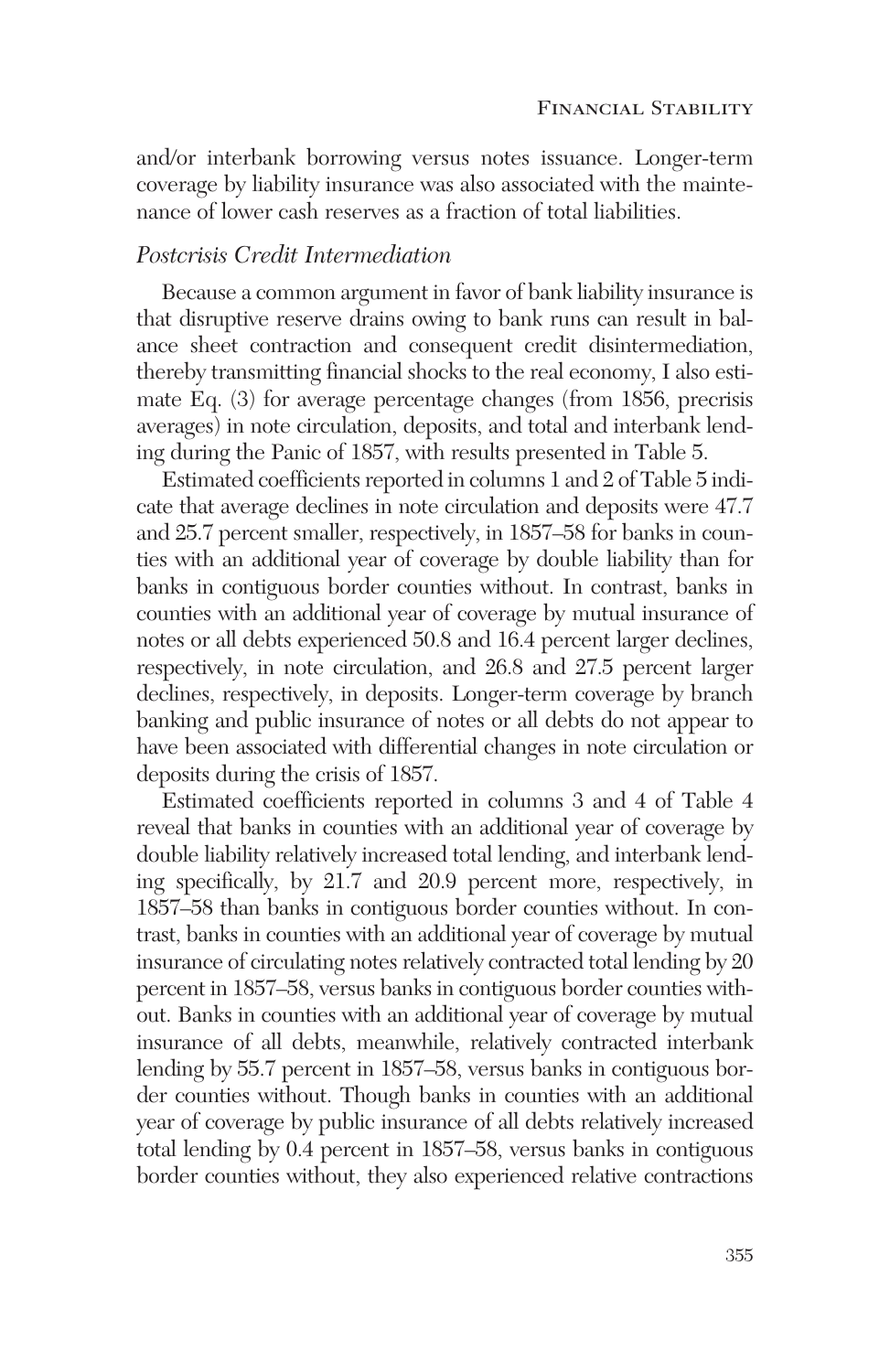and/or interbank borrowing versus notes issuance. Longer-term coverage by liability insurance was also associated with the maintenance of lower cash reserves as a fraction of total liabilities.

### *Postcrisis Credit Intermediation*

Because a common argument in favor of bank liability insurance is that disruptive reserve drains owing to bank runs can result in balance sheet contraction and consequent credit disintermediation, thereby transmitting financial shocks to the real economy, I also estimate Eq. (3) for average percentage changes (from 1856, precrisis averages) in note circulation, deposits, and total and interbank lending during the Panic of 1857, with results presented in Table 5.

Estimated coefficients reported in columns 1 and 2 of Table 5 indicate that average declines in note circulation and deposits were 47.7 and 25.7 percent smaller, respectively, in 1857–58 for banks in counties with an additional year of coverage by double liability than for banks in contiguous border counties without. In contrast, banks in counties with an additional year of coverage by mutual insurance of notes or all debts experienced 50.8 and 16.4 percent larger declines, respectively, in note circulation, and 26.8 and 27.5 percent larger declines, respectively, in deposits. Longer-term coverage by branch banking and public insurance of notes or all debts do not appear to have been associated with differential changes in note circulation or deposits during the crisis of 1857.

Estimated coefficients reported in columns 3 and 4 of Table 4 reveal that banks in counties with an additional year of coverage by double liability relatively increased total lending, and interbank lending specifically, by 21.7 and 20.9 percent more, respectively, in 1857–58 than banks in contiguous border counties without. In contrast, banks in counties with an additional year of coverage by mutual insurance of circulating notes relatively contracted total lending by 20 percent in 1857–58, versus banks in contiguous border counties without. Banks in counties with an additional year of coverage by mutual insurance of all debts, meanwhile, relatively contracted interbank lending by 55.7 percent in 1857–58, versus banks in contiguous border counties without. Though banks in counties with an additional year of coverage by public insurance of all debts relatively increased total lending by 0.4 percent in 1857–58, versus banks in contiguous border counties without, they also experienced relative contractions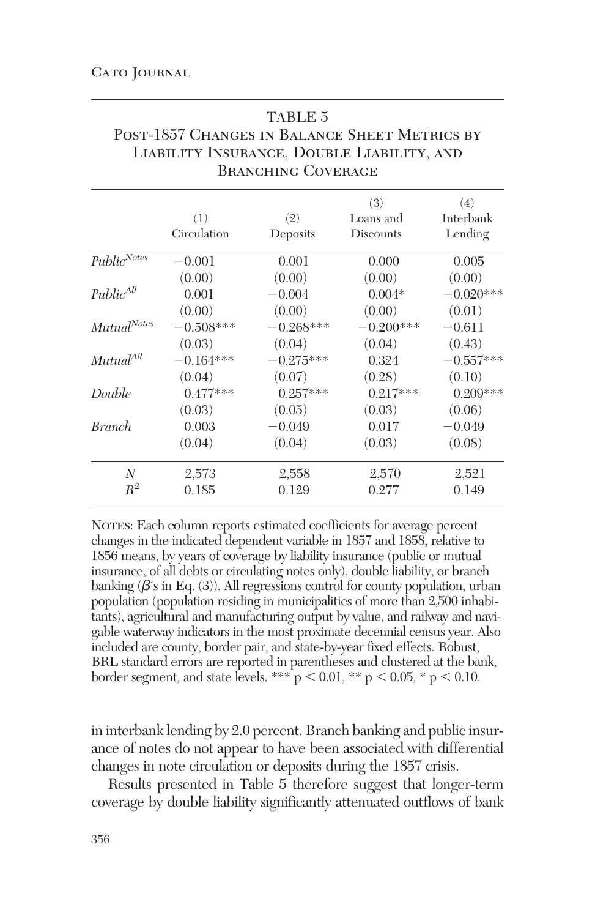# TABLE 5

## Post-1857 Changes in Balance Sheet Metrics by Liability Insurance, Double Liability, and Branching Coverage

| | (1) Circulation | (2) Deposits | (3) Loans and Discounts | (4) Interbank Lending |
|---|---|---|---|---|
| $Public^{Notes}$ | −0.001 | 0.001 | 0.000 | 0.005 |
| | (0.00) | (0.00) | (0.00) | (0.00) |
| $Public^{All}$ | 0.001 | −0.004 | 0.004* | −0.020*** |
| | (0.00) | (0.00) | (0.00) | (0.01) |
| $Mutual^{Notes}$ | −0.508*** | −0.268*** | −0.200*** | −0.611 |
| | (0.03) | (0.04) | (0.04) | (0.43) |
| $Mutual^{All}$ | −0.164*** | −0.275*** | 0.324 | −0.557*** |
| | (0.04) | (0.07) | (0.28) | (0.10) |
| *Double* | 0.477*** | 0.257*** | 0.217*** | 0.209*** |
| | (0.03) | (0.05) | (0.03) | (0.06) |
| *Branch* | 0.003 | −0.049 | 0.017 | −0.049 |
| | (0.04) | (0.04) | (0.03) | (0.08) |
| $N$ | 2,573 | 2,558 | 2,570 | 2,521 |
| $R^2$ | 0.185 | 0.129 | 0.277 | 0.149 |

Notes: Each column reports estimated coefficients for average percent changes in the indicated dependent variable in 1857 and 1858, relative to 1856 means, by years of coverage by liability insurance (public or mutual insurance, of all debts or circulating notes only), double liability, or branch banking ($\beta$'s in Eq. (3)). All regressions control for county population, urban population (population residing in municipalities of more than 2,500 inhabitants), agricultural and manufacturing output by value, and railway and navigable waterway indicators in the most proximate decennial census year. Also included are county, border pair, and state-by-year fixed effects. Robust, BRL standard errors are reported in parentheses and clustered at the bank, border segment, and state levels. *** $p < 0.01$, ** $p < 0.05$, * $p < 0.10$.

in interbank lending by 2.0 percent. Branch banking and public insurance of notes do not appear to have been associated with differential changes in note circulation or deposits during the 1857 crisis.

Results presented in Table 5 therefore suggest that longer-term coverage by double liability significantly attenuated outflows of bank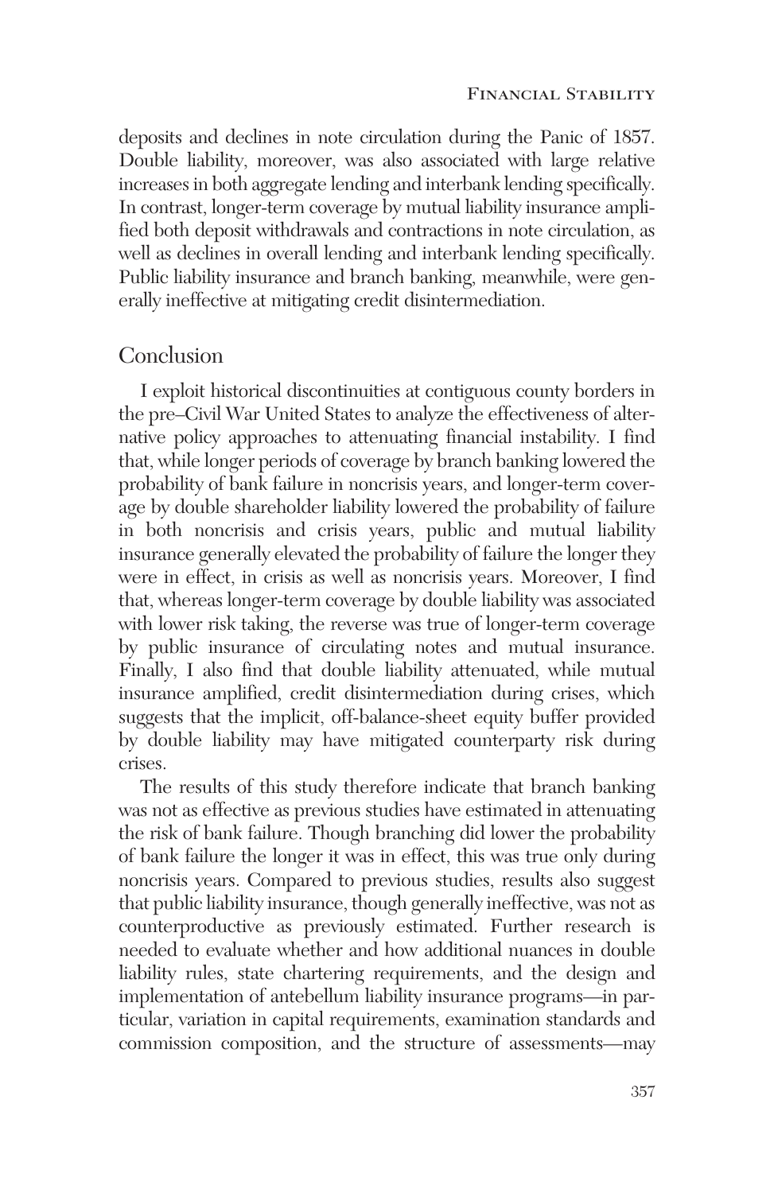deposits and declines in note circulation during the Panic of 1857. Double liability, moreover, was also associated with large relative increases in both aggregate lending and interbank lending specifically. In contrast, longer-term coverage by mutual liability insurance amplified both deposit withdrawals and contractions in note circulation, as well as declines in overall lending and interbank lending specifically. Public liability insurance and branch banking, meanwhile, were generally ineffective at mitigating credit disintermediation.

## Conclusion

I exploit historical discontinuities at contiguous county borders in the pre–Civil War United States to analyze the effectiveness of alternative policy approaches to attenuating financial instability. I find that, while longer periods of coverage by branch banking lowered the probability of bank failure in noncrisis years, and longer-term coverage by double shareholder liability lowered the probability of failure in both noncrisis and crisis years, public and mutual liability insurance generally elevated the probability of failure the longer they were in effect, in crisis as well as noncrisis years. Moreover, I find that, whereas longer-term coverage by double liability was associated with lower risk taking, the reverse was true of longer-term coverage by public insurance of circulating notes and mutual insurance. Finally, I also find that double liability attenuated, while mutual insurance amplified, credit disintermediation during crises, which suggests that the implicit, off-balance-sheet equity buffer provided by double liability may have mitigated counterparty risk during crises.

The results of this study therefore indicate that branch banking was not as effective as previous studies have estimated in attenuating the risk of bank failure. Though branching did lower the probability of bank failure the longer it was in effect, this was true only during noncrisis years. Compared to previous studies, results also suggest that public liability insurance, though generally ineffective, was not as counterproductive as previously estimated. Further research is needed to evaluate whether and how additional nuances in double liability rules, state chartering requirements, and the design and implementation of antebellum liability insurance programs—in particular, variation in capital requirements, examination standards and commission composition, and the structure of assessments—may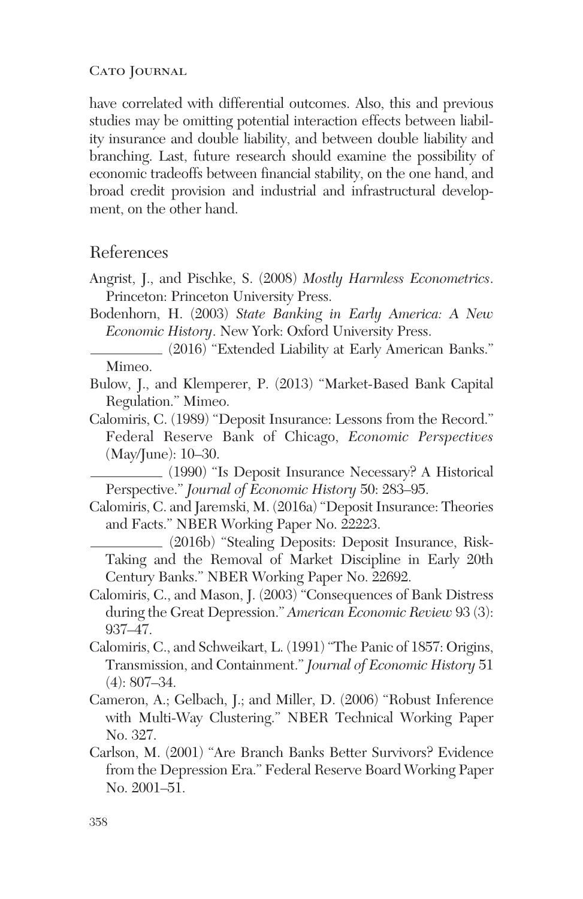have correlated with differential outcomes. Also, this and previous studies may be omitting potential interaction effects between liability insurance and double liability, and between double liability and branching. Last, future research should examine the possibility of economic tradeoffs between financial stability, on the one hand, and broad credit provision and industrial and infrastructural development, on the other hand.

## References

Angrist, J., and Pischke, S. (2008) *Mostly Harmless Econometrics*. Princeton: Princeton University Press.

Bodenhorn, H. (2003) *State Banking in Early America: A New Economic History*. New York: Oxford University Press.

__________ (2016) "Extended Liability at Early American Banks." Mimeo.

Bulow, J., and Klemperer, P. (2013) "Market-Based Bank Capital Regulation." Mimeo.

Calomiris, C. (1989) "Deposit Insurance: Lessons from the Record." Federal Reserve Bank of Chicago, *Economic Perspectives* (May/June): 10–30.

__________ (1990) "Is Deposit Insurance Necessary? A Historical Perspective." *Journal of Economic History* 50: 283–95.

Calomiris, C. and Jaremski, M. (2016a) "Deposit Insurance: Theories and Facts." NBER Working Paper No. 22223.

__________ (2016b) "Stealing Deposits: Deposit Insurance, Risk-Taking and the Removal of Market Discipline in Early 20th Century Banks." NBER Working Paper No. 22692.

Calomiris, C., and Mason, J. (2003) "Consequences of Bank Distress during the Great Depression." *American Economic Review* 93 (3): 937–47.

Calomiris, C., and Schweikart, L. (1991) "The Panic of 1857: Origins, Transmission, and Containment." *Journal of Economic History* 51 (4): 807–34.

Cameron, A.; Gelbach, J.; and Miller, D. (2006) "Robust Inference with Multi-Way Clustering." NBER Technical Working Paper No. 327.

Carlson, M. (2001) "Are Branch Banks Better Survivors? Evidence from the Depression Era." Federal Reserve Board Working Paper No. 2001–51.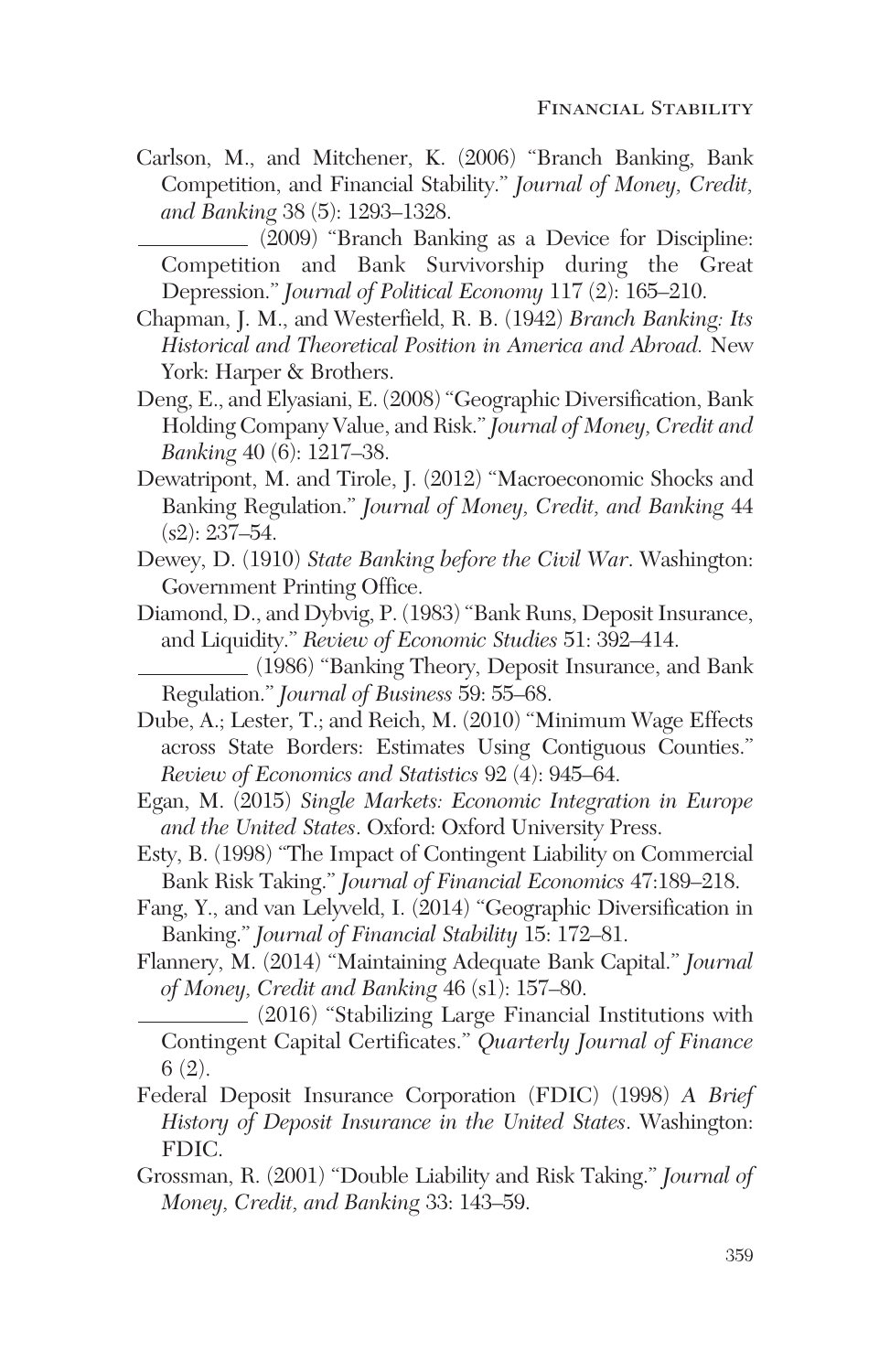Carlson, M., and Mitchener, K. (2006) "Branch Banking, Bank Competition, and Financial Stability." *Journal of Money, Credit, and Banking* 38 (5): 1293–1328.

__________ (2009) "Branch Banking as a Device for Discipline: Competition and Bank Survivorship during the Great Depression." *Journal of Political Economy* 117 (2): 165–210.

Chapman, J. M., and Westerfield, R. B. (1942) *Branch Banking: Its Historical and Theoretical Position in America and Abroad.* New York: Harper & Brothers.

Deng, E., and Elyasiani, E. (2008) "Geographic Diversification, Bank Holding Company Value, and Risk." *Journal of Money, Credit and Banking* 40 (6): 1217–38.

Dewatripont, M. and Tirole, J. (2012) "Macroeconomic Shocks and Banking Regulation." *Journal of Money, Credit, and Banking* 44 (s2): 237–54.

Dewey, D. (1910) *State Banking before the Civil War*. Washington: Government Printing Office.

Diamond, D., and Dybvig, P. (1983) "Bank Runs, Deposit Insurance, and Liquidity." *Review of Economic Studies* 51: 392–414.

__________ (1986) "Banking Theory, Deposit Insurance, and Bank Regulation." *Journal of Business* 59: 55–68.

Dube, A.; Lester, T.; and Reich, M. (2010) "Minimum Wage Effects across State Borders: Estimates Using Contiguous Counties." *Review of Economics and Statistics* 92 (4): 945–64.

Egan, M. (2015) *Single Markets: Economic Integration in Europe and the United States*. Oxford: Oxford University Press.

Esty, B. (1998) "The Impact of Contingent Liability on Commercial Bank Risk Taking." *Journal of Financial Economics* 47:189–218.

Fang, Y., and van Lelyveld, I. (2014) "Geographic Diversification in Banking." *Journal of Financial Stability* 15: 172–81.

Flannery, M. (2014) "Maintaining Adequate Bank Capital." *Journal of Money, Credit and Banking* 46 (s1): 157–80.

__________ (2016) "Stabilizing Large Financial Institutions with Contingent Capital Certificates." *Quarterly Journal of Finance* 6 (2).

Federal Deposit Insurance Corporation (FDIC) (1998) *A Brief History of Deposit Insurance in the United States*. Washington: FDIC.

Grossman, R. (2001) "Double Liability and Risk Taking." *Journal of Money, Credit, and Banking* 33: 143–59.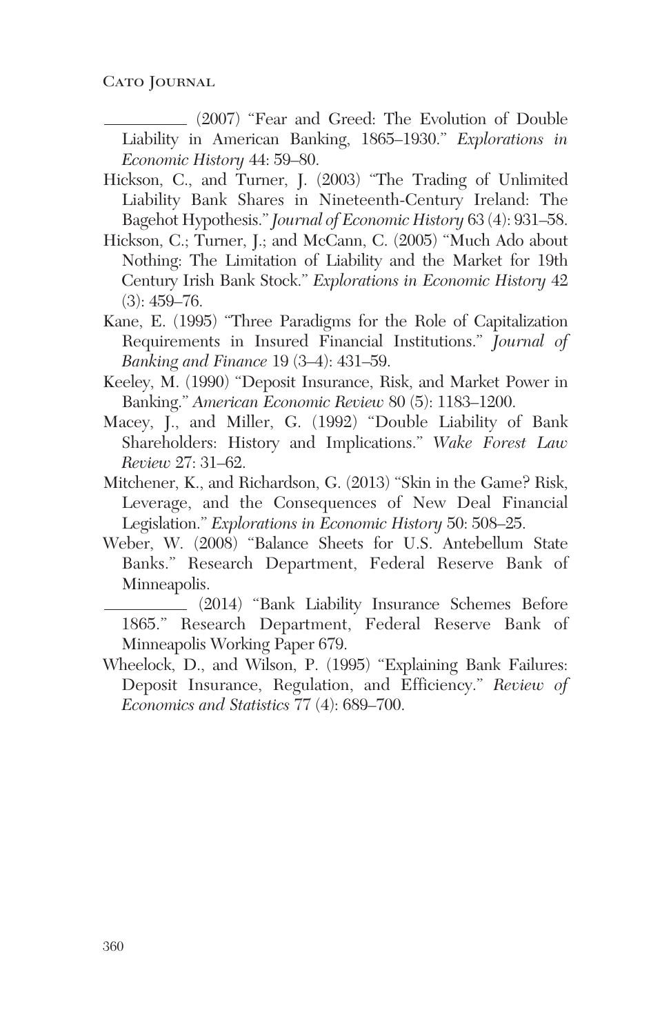——— (2007) "Fear and Greed: The Evolution of Double Liability in American Banking, 1865–1930." *Explorations in Economic History* 44: 59–80.

Hickson, C., and Turner, J. (2003) "The Trading of Unlimited Liability Bank Shares in Nineteenth-Century Ireland: The Bagehot Hypothesis." *Journal of Economic History* 63 (4): 931–58.

Hickson, C.; Turner, J.; and McCann, C. (2005) "Much Ado about Nothing: The Limitation of Liability and the Market for 19th Century Irish Bank Stock." *Explorations in Economic History* 42 (3): 459–76.

Kane, E. (1995) "Three Paradigms for the Role of Capitalization Requirements in Insured Financial Institutions." *Journal of Banking and Finance* 19 (3–4): 431–59.

Keeley, M. (1990) "Deposit Insurance, Risk, and Market Power in Banking." *American Economic Review* 80 (5): 1183–1200.

Macey, J., and Miller, G. (1992) "Double Liability of Bank Shareholders: History and Implications." *Wake Forest Law Review* 27: 31–62.

Mitchener, K., and Richardson, G. (2013) "Skin in the Game? Risk, Leverage, and the Consequences of New Deal Financial Legislation." *Explorations in Economic History* 50: 508–25.

Weber, W. (2008) "Balance Sheets for U.S. Antebellum State Banks." Research Department, Federal Reserve Bank of Minneapolis.

——— (2014) "Bank Liability Insurance Schemes Before 1865." Research Department, Federal Reserve Bank of Minneapolis Working Paper 679.

Wheelock, D., and Wilson, P. (1995) "Explaining Bank Failures: Deposit Insurance, Regulation, and Efficiency." *Review of Economics and Statistics* 77 (4): 689–700.